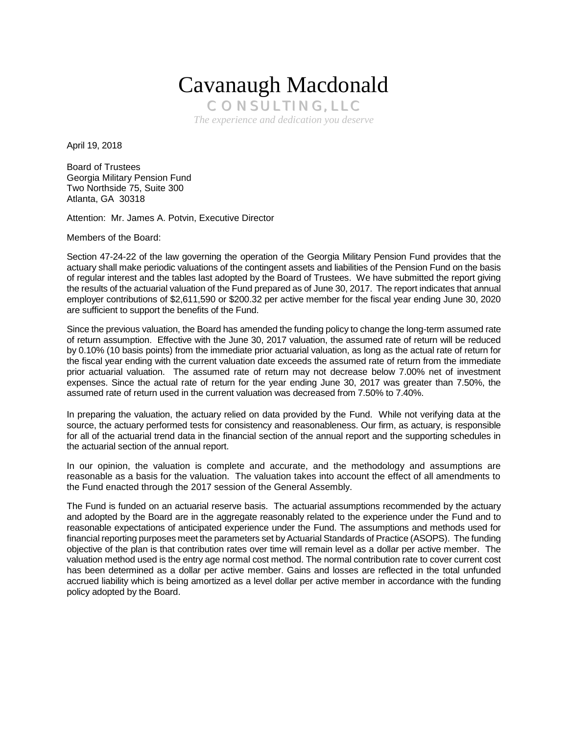# Cavanaugh Macdonald

**CONSULTING, LLC**

*The experience and dedication you deserve*

April 19, 2018

Board of Trustees
Georgia Military Pension Fund
Two Northside 75, Suite 300
Atlanta, GA 30318

Attention: Mr. James A. Potvin, Executive Director

Members of the Board:

Section 47-24-22 of the law governing the operation of the Georgia Military Pension Fund provides that the actuary shall make periodic valuations of the contingent assets and liabilities of the Pension Fund on the basis of regular interest and the tables last adopted by the Board of Trustees. We have submitted the report giving the results of the actuarial valuation of the Fund prepared as of June 30, 2017. The report indicates that annual employer contributions of $2,611,590 or $200.32 per active member for the fiscal year ending June 30, 2020 are sufficient to support the benefits of the Fund.

Since the previous valuation, the Board has amended the funding policy to change the long-term assumed rate of return assumption. Effective with the June 30, 2017 valuation, the assumed rate of return will be reduced by 0.10% (10 basis points) from the immediate prior actuarial valuation, as long as the actual rate of return for the fiscal year ending with the current valuation date exceeds the assumed rate of return from the immediate prior actuarial valuation. The assumed rate of return may not decrease below 7.00% net of investment expenses. Since the actual rate of return for the year ending June 30, 2017 was greater than 7.50%, the assumed rate of return used in the current valuation was decreased from 7.50% to 7.40%.

In preparing the valuation, the actuary relied on data provided by the Fund. While not verifying data at the source, the actuary performed tests for consistency and reasonableness. Our firm, as actuary, is responsible for all of the actuarial trend data in the financial section of the annual report and the supporting schedules in the actuarial section of the annual report.

In our opinion, the valuation is complete and accurate, and the methodology and assumptions are reasonable as a basis for the valuation. The valuation takes into account the effect of all amendments to the Fund enacted through the 2017 session of the General Assembly.

The Fund is funded on an actuarial reserve basis. The actuarial assumptions recommended by the actuary and adopted by the Board are in the aggregate reasonably related to the experience under the Fund and to reasonable expectations of anticipated experience under the Fund. The assumptions and methods used for financial reporting purposes meet the parameters set by Actuarial Standards of Practice (ASOPS). The funding objective of the plan is that contribution rates over time will remain level as a dollar per active member. The valuation method used is the entry age normal cost method. The normal contribution rate to cover current cost has been determined as a dollar per active member. Gains and losses are reflected in the total unfunded accrued liability which is being amortized as a level dollar per active member in accordance with the funding policy adopted by the Board.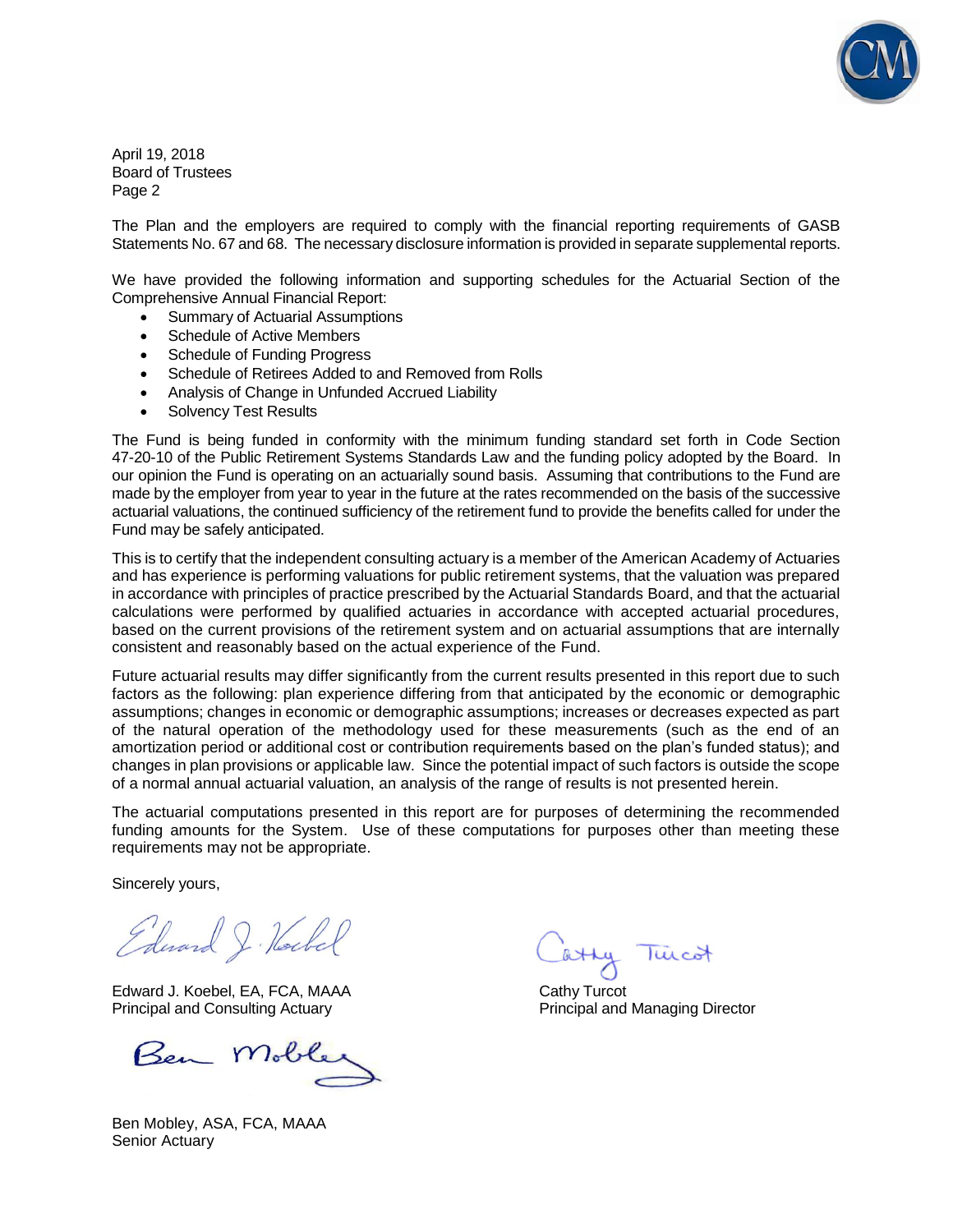April 19, 2018
Board of Trustees
Page 2

The Plan and the employers are required to comply with the financial reporting requirements of GASB Statements No. 67 and 68. The necessary disclosure information is provided in separate supplemental reports.

We have provided the following information and supporting schedules for the Actuarial Section of the Comprehensive Annual Financial Report:

- Summary of Actuarial Assumptions
- Schedule of Active Members
- Schedule of Funding Progress
- Schedule of Retirees Added to and Removed from Rolls
- Analysis of Change in Unfunded Accrued Liability
- Solvency Test Results

The Fund is being funded in conformity with the minimum funding standard set forth in Code Section 47-20-10 of the Public Retirement Systems Standards Law and the funding policy adopted by the Board. In our opinion the Fund is operating on an actuarially sound basis. Assuming that contributions to the Fund are made by the employer from year to year in the future at the rates recommended on the basis of the successive actuarial valuations, the continued sufficiency of the retirement fund to provide the benefits called for under the Fund may be safely anticipated.

This is to certify that the independent consulting actuary is a member of the American Academy of Actuaries and has experience is performing valuations for public retirement systems, that the valuation was prepared in accordance with principles of practice prescribed by the Actuarial Standards Board, and that the actuarial calculations were performed by qualified actuaries in accordance with accepted actuarial procedures, based on the current provisions of the retirement system and on actuarial assumptions that are internally consistent and reasonably based on the actual experience of the Fund.

Future actuarial results may differ significantly from the current results presented in this report due to such factors as the following: plan experience differing from that anticipated by the economic or demographic assumptions; changes in economic or demographic assumptions; increases or decreases expected as part of the natural operation of the methodology used for these measurements (such as the end of an amortization period or additional cost or contribution requirements based on the plan's funded status); and changes in plan provisions or applicable law. Since the potential impact of such factors is outside the scope of a normal annual actuarial valuation, an analysis of the range of results is not presented herein.

The actuarial computations presented in this report are for purposes of determining the recommended funding amounts for the System. Use of these computations for purposes other than meeting these requirements may not be appropriate.

Sincerely yours,

Edward J. Koebel, EA, FCA, MAAA
Principal and Consulting Actuary

Cathy Turcot
Principal and Managing Director

Ben Mobley, ASA, FCA, MAAA
Senior Actuary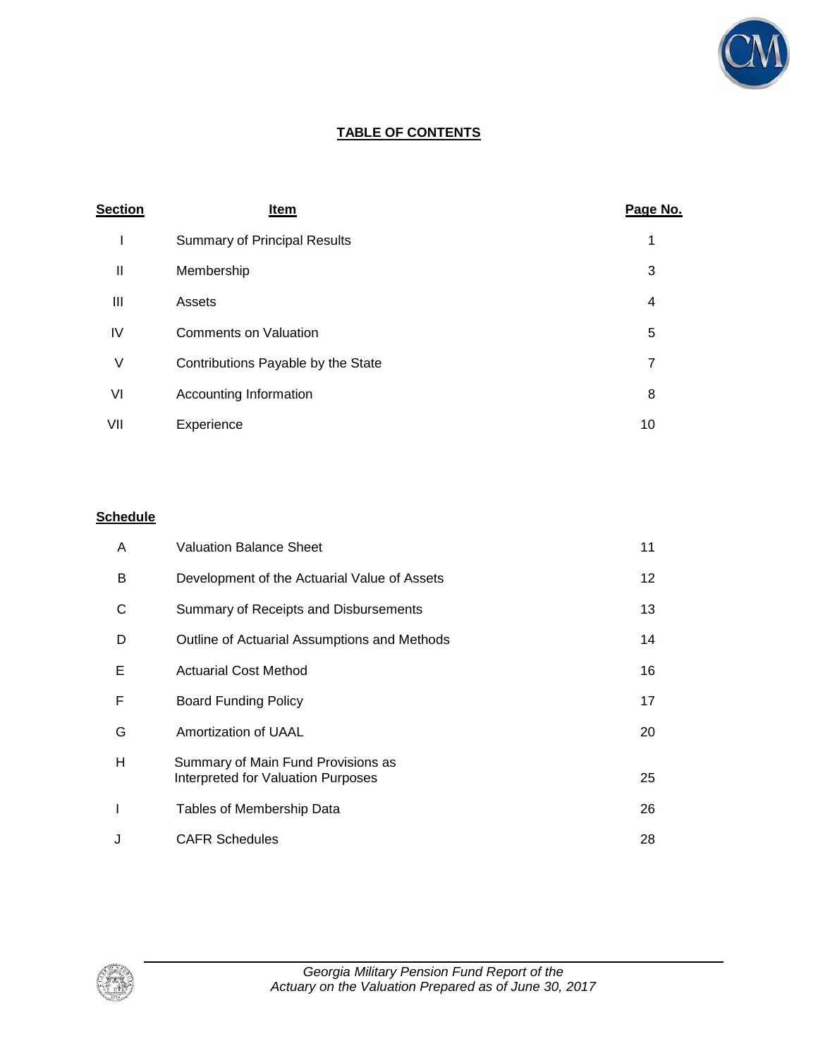# TABLE OF CONTENTS

| Section | Item | Page No. |
|---|---|---|
| I | Summary of Principal Results | 1 |
| II | Membership | 3 |
| III | Assets | 4 |
| IV | Comments on Valuation | 5 |
| V | Contributions Payable by the State | 7 |
| VI | Accounting Information | 8 |
| VII | Experience | 10 |

| Schedule | | |
|---|---|---|
| A | Valuation Balance Sheet | 11 |
| B | Development of the Actuarial Value of Assets | 12 |
| C | Summary of Receipts and Disbursements | 13 |
| D | Outline of Actuarial Assumptions and Methods | 14 |
| E | Actuarial Cost Method | 16 |
| F | Board Funding Policy | 17 |
| G | Amortization of UAAL | 20 |
| H | Summary of Main Fund Provisions as Interpreted for Valuation Purposes | 25 |
| I | Tables of Membership Data | 26 |
| J | CAFR Schedules | 28 |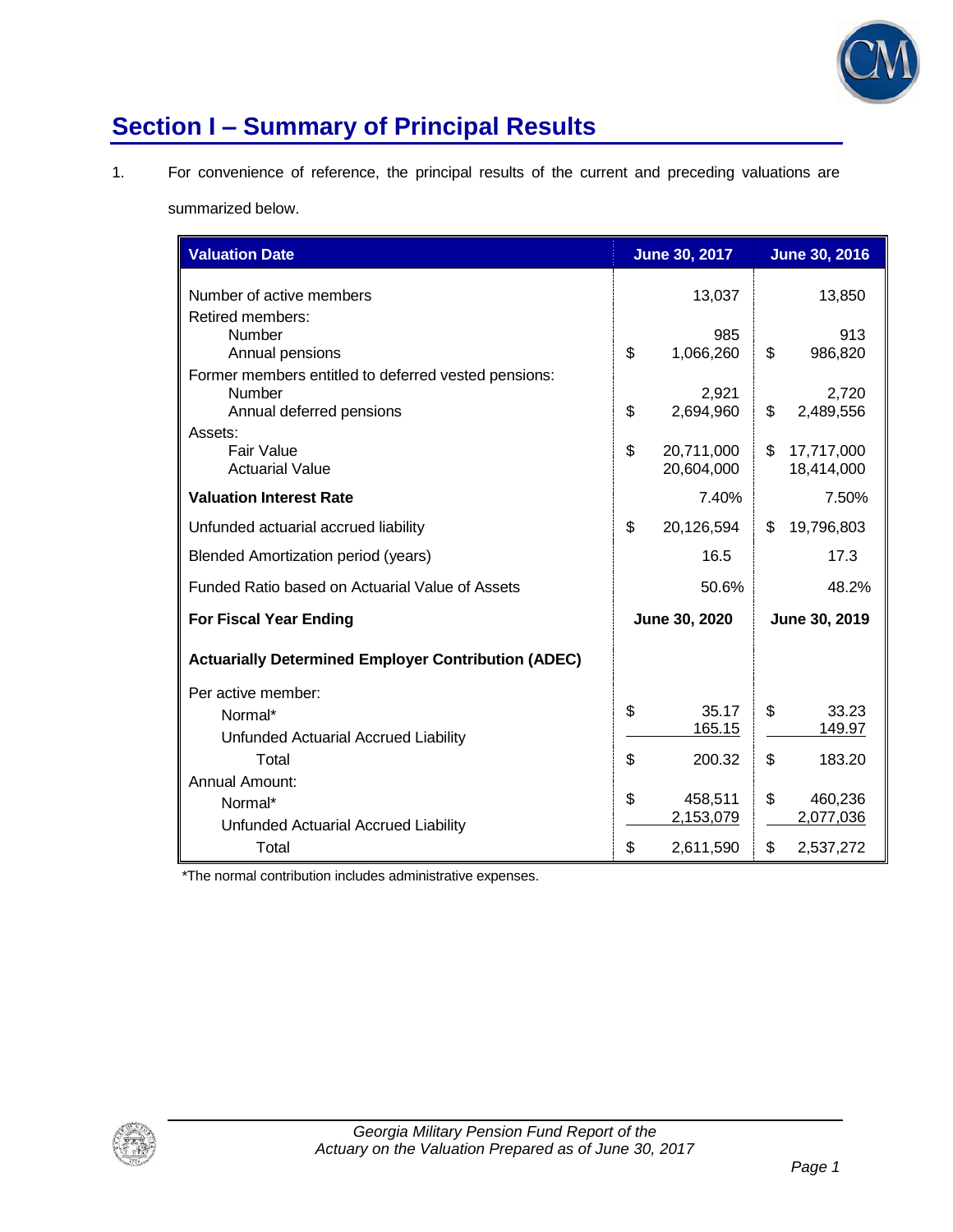# Section I – Summary of Principal Results

1. For convenience of reference, the principal results of the current and preceding valuations are summarized below.

| **Valuation Date** | **June 30, 2017** | **June 30, 2016** |
|---|---|---|
| Number of active members | 13,037 | 13,850 |
| Retired members: | | |
| Number | 985 | 913 |
| Annual pensions | $ 1,066,260 | $ 986,820 |
| Former members entitled to deferred vested pensions: | | |
| Number | 2,921 | 2,720 |
| Annual deferred pensions | $ 2,694,960 | $ 2,489,556 |
| Assets: | | |
| Fair Value | $ 20,711,000 | $ 17,717,000 |
| Actuarial Value | 20,604,000 | 18,414,000 |
| **Valuation Interest Rate** | 7.40% | 7.50% |
| Unfunded actuarial accrued liability | $ 20,126,594 | $ 19,796,803 |
| Blended Amortization period (years) | 16.5 | 17.3 |
| Funded Ratio based on Actuarial Value of Assets | 50.6% | 48.2% |
| **For Fiscal Year Ending** | **June 30, 2020** | **June 30, 2019** |
| **Actuarially Determined Employer Contribution (ADEC)** | | |
| Per active member: | | |
| Normal* | $ 35.17 | $ 33.23 |
| Unfunded Actuarial Accrued Liability | 165.15 | 149.97 |
| Total | $ 200.32 | $ 183.20 |
| Annual Amount: | | |
| Normal* | $ 458,511 | $ 460,236 |
| Unfunded Actuarial Accrued Liability | 2,153,079 | 2,077,036 |
| Total | $ 2,611,590 | $ 2,537,272 |

*The normal contribution includes administrative expenses.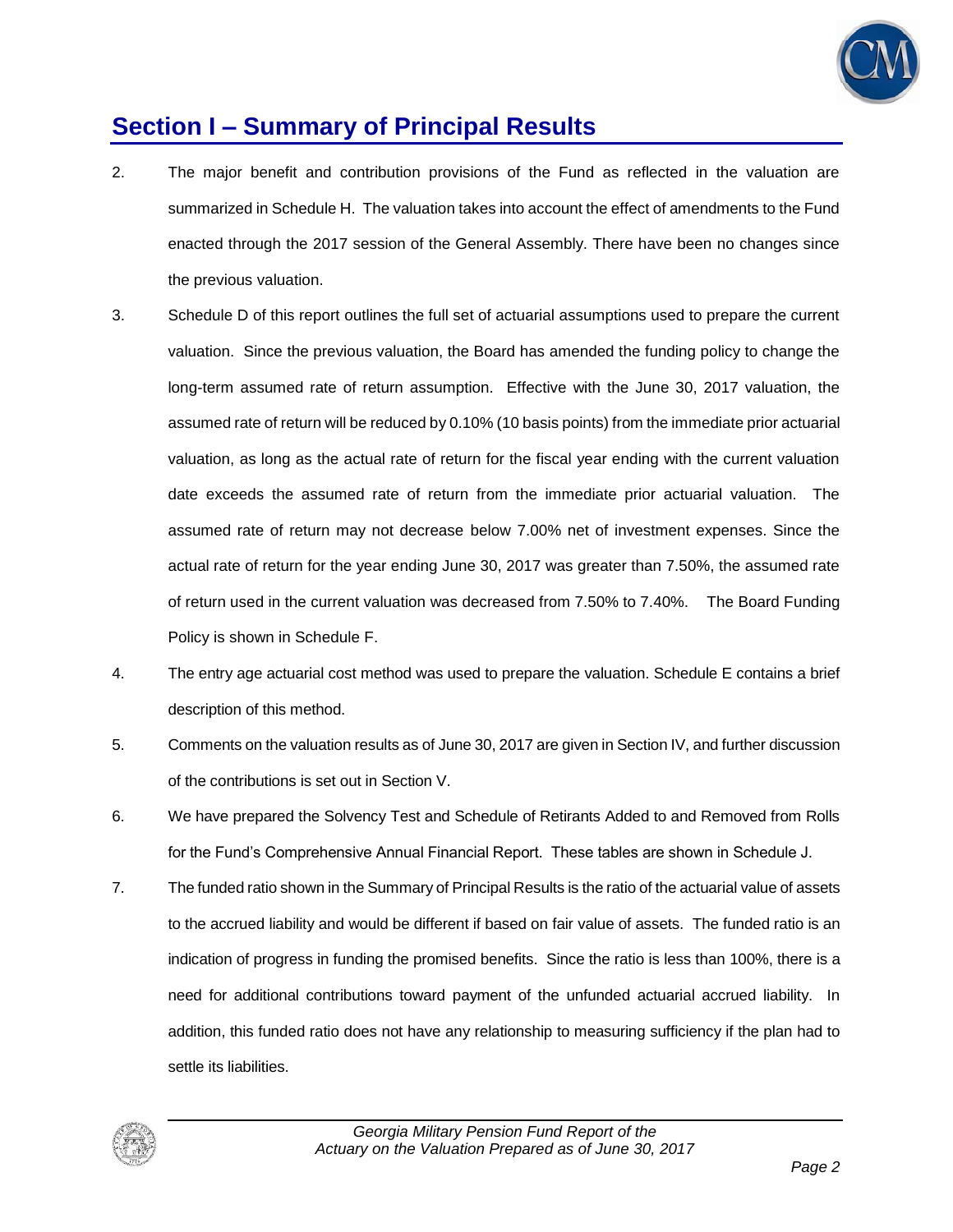## Section I – Summary of Principal Results

2. The major benefit and contribution provisions of the Fund as reflected in the valuation are summarized in Schedule H. The valuation takes into account the effect of amendments to the Fund enacted through the 2017 session of the General Assembly. There have been no changes since the previous valuation.

3. Schedule D of this report outlines the full set of actuarial assumptions used to prepare the current valuation. Since the previous valuation, the Board has amended the funding policy to change the long-term assumed rate of return assumption. Effective with the June 30, 2017 valuation, the assumed rate of return will be reduced by 0.10% (10 basis points) from the immediate prior actuarial valuation, as long as the actual rate of return for the fiscal year ending with the current valuation date exceeds the assumed rate of return from the immediate prior actuarial valuation. The assumed rate of return may not decrease below 7.00% net of investment expenses. Since the actual rate of return for the year ending June 30, 2017 was greater than 7.50%, the assumed rate of return used in the current valuation was decreased from 7.50% to 7.40%. The Board Funding Policy is shown in Schedule F.

4. The entry age actuarial cost method was used to prepare the valuation. Schedule E contains a brief description of this method.

5. Comments on the valuation results as of June 30, 2017 are given in Section IV, and further discussion of the contributions is set out in Section V.

6. We have prepared the Solvency Test and Schedule of Retirants Added to and Removed from Rolls for the Fund's Comprehensive Annual Financial Report. These tables are shown in Schedule J.

7. The funded ratio shown in the Summary of Principal Results is the ratio of the actuarial value of assets to the accrued liability and would be different if based on fair value of assets. The funded ratio is an indication of progress in funding the promised benefits. Since the ratio is less than 100%, there is a need for additional contributions toward payment of the unfunded actuarial accrued liability. In addition, this funded ratio does not have any relationship to measuring sufficiency if the plan had to settle its liabilities.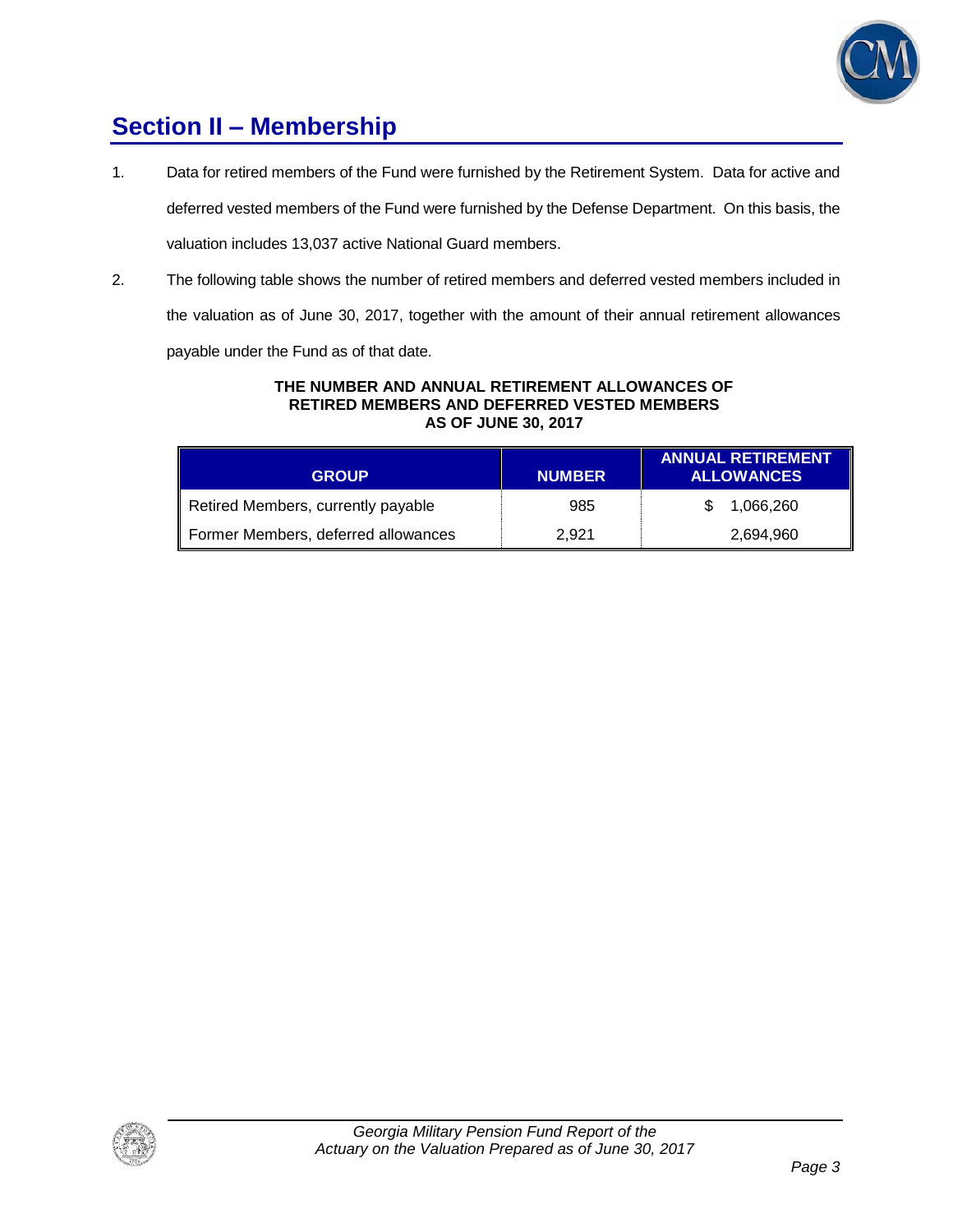## Section II – Membership

1. Data for retired members of the Fund were furnished by the Retirement System. Data for active and deferred vested members of the Fund were furnished by the Defense Department. On this basis, the valuation includes 13,037 active National Guard members.

2. The following table shows the number of retired members and deferred vested members included in the valuation as of June 30, 2017, together with the amount of their annual retirement allowances payable under the Fund as of that date.

**THE NUMBER AND ANNUAL RETIREMENT ALLOWANCES OF RETIRED MEMBERS AND DEFERRED VESTED MEMBERS AS OF JUNE 30, 2017**

| GROUP | NUMBER | ANNUAL RETIREMENT ALLOWANCES |
|---|---|---|
| Retired Members, currently payable | 985 | $ 1,066,260 |
| Former Members, deferred allowances | 2,921 | 2,694,960 |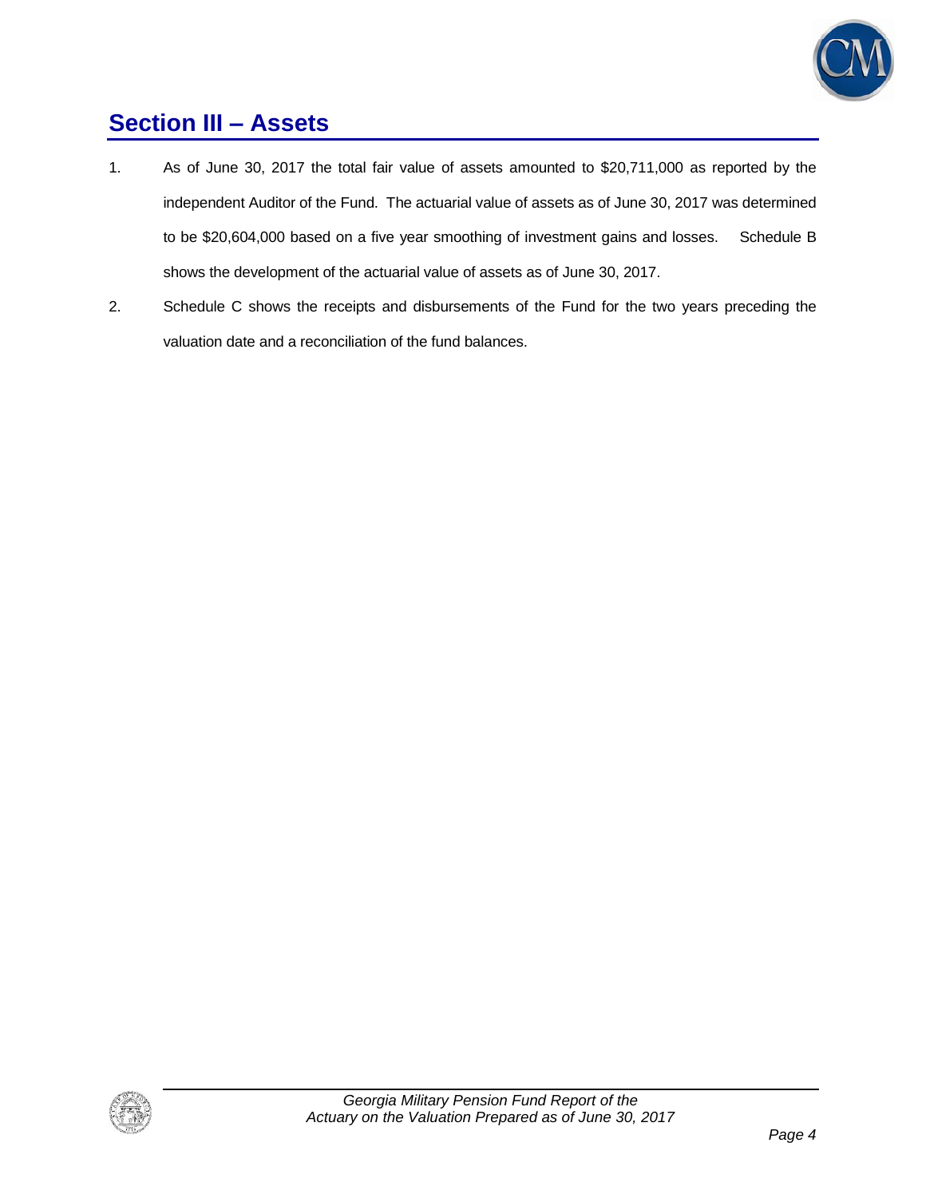## Section III – Assets

1. As of June 30, 2017 the total fair value of assets amounted to $20,711,000 as reported by the independent Auditor of the Fund. The actuarial value of assets as of June 30, 2017 was determined to be $20,604,000 based on a five year smoothing of investment gains and losses. Schedule B shows the development of the actuarial value of assets as of June 30, 2017.

2. Schedule C shows the receipts and disbursements of the Fund for the two years preceding the valuation date and a reconciliation of the fund balances.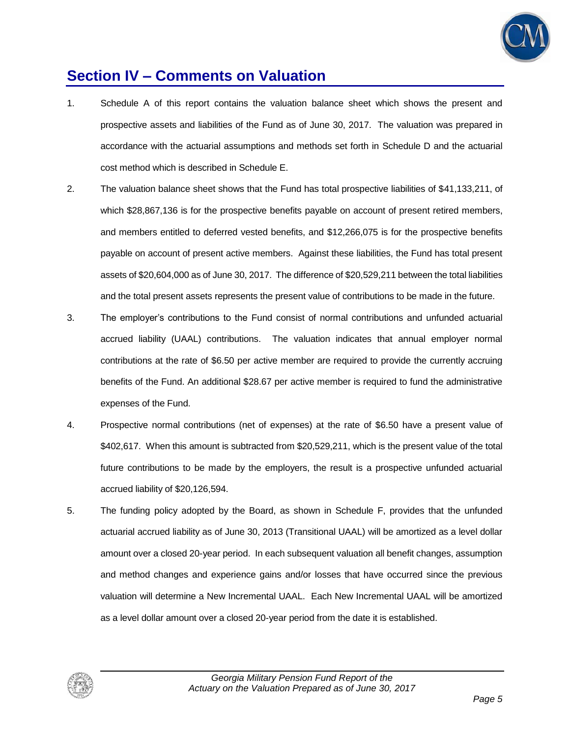## Section IV – Comments on Valuation

1. Schedule A of this report contains the valuation balance sheet which shows the present and prospective assets and liabilities of the Fund as of June 30, 2017. The valuation was prepared in accordance with the actuarial assumptions and methods set forth in Schedule D and the actuarial cost method which is described in Schedule E.

2. The valuation balance sheet shows that the Fund has total prospective liabilities of $41,133,211, of which $28,867,136 is for the prospective benefits payable on account of present retired members, and members entitled to deferred vested benefits, and $12,266,075 is for the prospective benefits payable on account of present active members. Against these liabilities, the Fund has total present assets of $20,604,000 as of June 30, 2017. The difference of $20,529,211 between the total liabilities and the total present assets represents the present value of contributions to be made in the future.

3. The employer's contributions to the Fund consist of normal contributions and unfunded actuarial accrued liability (UAAL) contributions. The valuation indicates that annual employer normal contributions at the rate of $6.50 per active member are required to provide the currently accruing benefits of the Fund. An additional $28.67 per active member is required to fund the administrative expenses of the Fund.

4. Prospective normal contributions (net of expenses) at the rate of $6.50 have a present value of $402,617. When this amount is subtracted from $20,529,211, which is the present value of the total future contributions to be made by the employers, the result is a prospective unfunded actuarial accrued liability of $20,126,594.

5. The funding policy adopted by the Board, as shown in Schedule F, provides that the unfunded actuarial accrued liability as of June 30, 2013 (Transitional UAAL) will be amortized as a level dollar amount over a closed 20-year period. In each subsequent valuation all benefit changes, assumption and method changes and experience gains and/or losses that have occurred since the previous valuation will determine a New Incremental UAAL. Each New Incremental UAAL will be amortized as a level dollar amount over a closed 20-year period from the date it is established.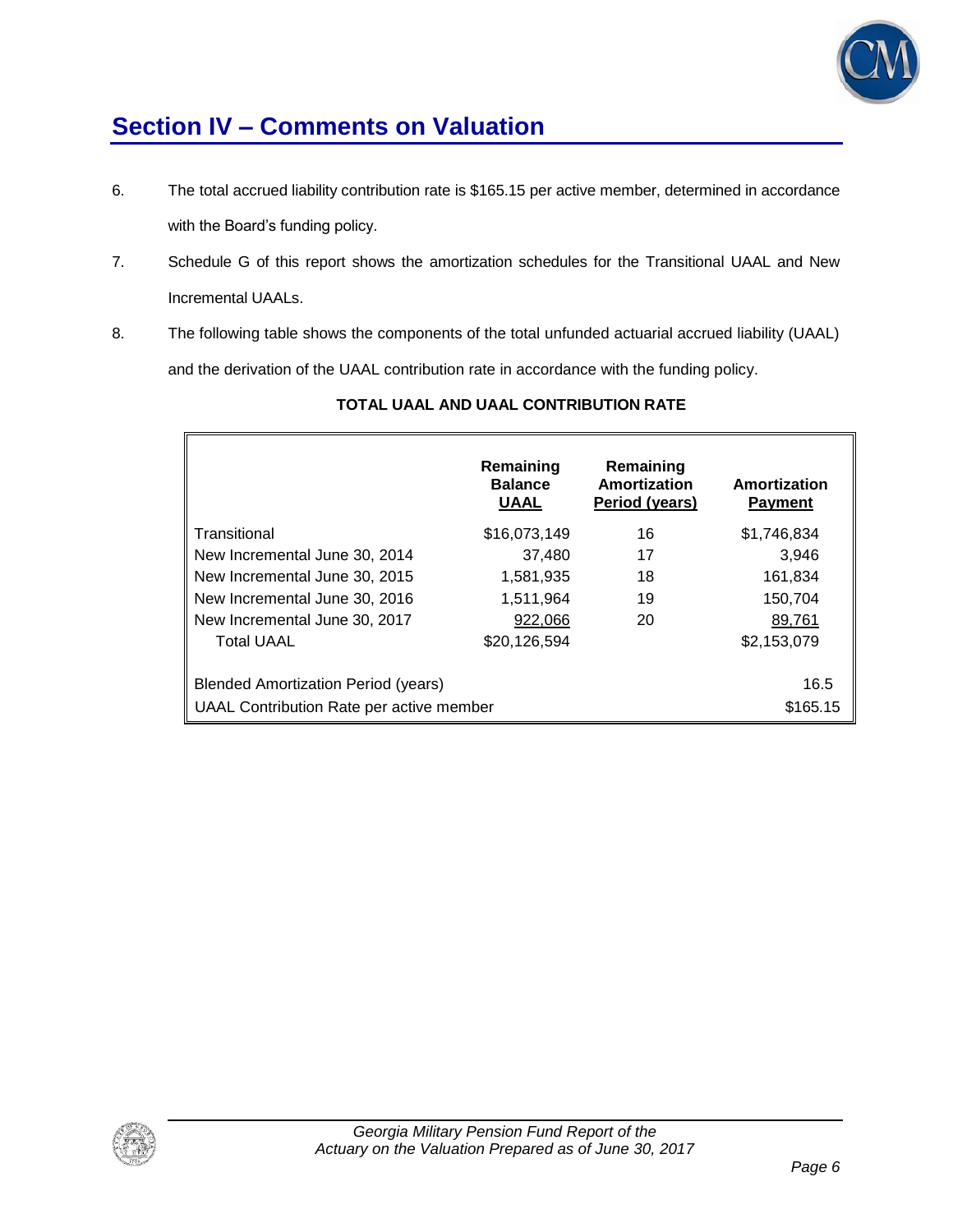## Section IV – Comments on Valuation

6. The total accrued liability contribution rate is $165.15 per active member, determined in accordance with the Board's funding policy.

7. Schedule G of this report shows the amortization schedules for the Transitional UAAL and New Incremental UAALs.

8. The following table shows the components of the total unfunded actuarial accrued liability (UAAL) and the derivation of the UAAL contribution rate in accordance with the funding policy.

**TOTAL UAAL AND UAAL CONTRIBUTION RATE**

| | Remaining Balance UAAL | Remaining Amortization Period (years) | Amortization Payment |
|---|---|---|---|
| Transitional | $16,073,149 | 16 | $1,746,834 |
| New Incremental June 30, 2014 | 37,480 | 17 | 3,946 |
| New Incremental June 30, 2015 | 1,581,935 | 18 | 161,834 |
| New Incremental June 30, 2016 | 1,511,964 | 19 | 150,704 |
| New Incremental June 30, 2017 | 922,066 | 20 | 89,761 |
| Total UAAL | $20,126,594 | | $2,153,079 |
| Blended Amortization Period (years) | | | 16.5 |
| UAAL Contribution Rate per active member | | | $165.15 |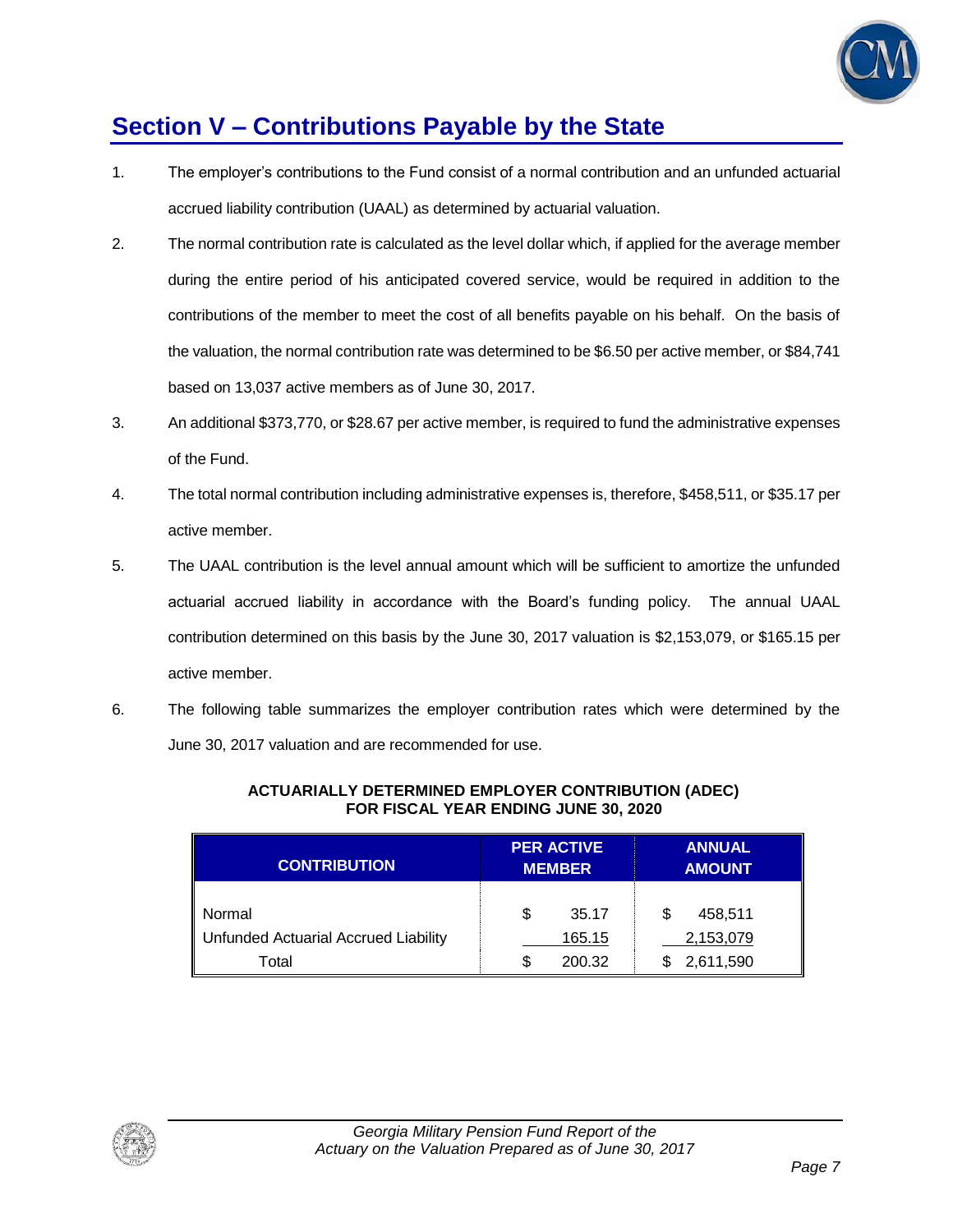# Section V – Contributions Payable by the State

1. The employer's contributions to the Fund consist of a normal contribution and an unfunded actuarial accrued liability contribution (UAAL) as determined by actuarial valuation.

2. The normal contribution rate is calculated as the level dollar which, if applied for the average member during the entire period of his anticipated covered service, would be required in addition to the contributions of the member to meet the cost of all benefits payable on his behalf. On the basis of the valuation, the normal contribution rate was determined to be $6.50 per active member, or $84,741 based on 13,037 active members as of June 30, 2017.

3. An additional $373,770, or $28.67 per active member, is required to fund the administrative expenses of the Fund.

4. The total normal contribution including administrative expenses is, therefore, $458,511, or $35.17 per active member.

5. The UAAL contribution is the level annual amount which will be sufficient to amortize the unfunded actuarial accrued liability in accordance with the Board's funding policy. The annual UAAL contribution determined on this basis by the June 30, 2017 valuation is $2,153,079, or $165.15 per active member.

6. The following table summarizes the employer contribution rates which were determined by the June 30, 2017 valuation and are recommended for use.

**ACTUARIALLY DETERMINED EMPLOYER CONTRIBUTION (ADEC)**
**FOR FISCAL YEAR ENDING JUNE 30, 2020**

| CONTRIBUTION | PER ACTIVE MEMBER | ANNUAL AMOUNT |
|---|---|---|
| Normal | $ 35.17 | $ 458,511 |
| Unfunded Actuarial Accrued Liability | 165.15 | 2,153,079 |
| Total | $ 200.32 | $ 2,611,590 |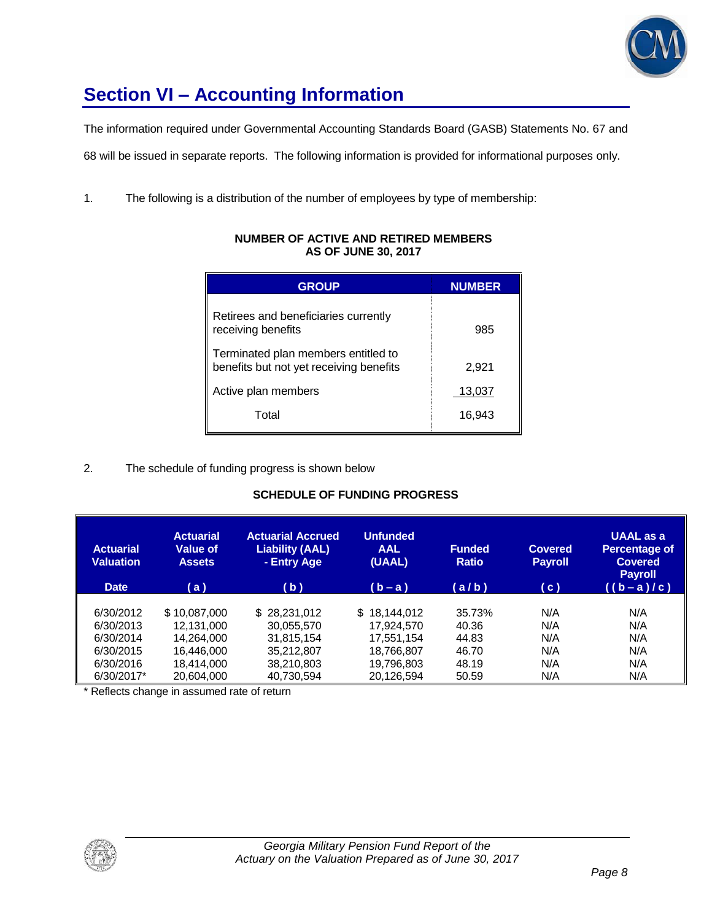# Section VI – Accounting Information

The information required under Governmental Accounting Standards Board (GASB) Statements No. 67 and 68 will be issued in separate reports. The following information is provided for informational purposes only.

1. The following is a distribution of the number of employees by type of membership:

**NUMBER OF ACTIVE AND RETIRED MEMBERS AS OF JUNE 30, 2017**

| GROUP | NUMBER |
|---|---|
| Retirees and beneficiaries currently receiving benefits | 985 |
| Terminated plan members entitled to benefits but not yet receiving benefits | 2,921 |
| Active plan members | 13,037 |
| Total | 16,943 |

2. The schedule of funding progress is shown below

**SCHEDULE OF FUNDING PROGRESS**

| Actuarial Valuation Date | Actuarial Value of Assets (a) | Actuarial Accrued Liability (AAL) - Entry Age (b) | Unfunded AAL (UAAL) (b – a) | Funded Ratio (a / b) | Covered Payroll (c) | UAAL as a Percentage of Covered Payroll ((b – a) / c) |
|---|---|---|---|---|---|---|
| 6/30/2012 | $ 10,087,000 | $ 28,231,012 | $ 18,144,012 | 35.73% | N/A | N/A |
| 6/30/2013 | 12,131,000 | 30,055,570 | 17,924,570 | 40.36 | N/A | N/A |
| 6/30/2014 | 14,264,000 | 31,815,154 | 17,551,154 | 44.83 | N/A | N/A |
| 6/30/2015 | 16,446,000 | 35,212,807 | 18,766,807 | 46.70 | N/A | N/A |
| 6/30/2016 | 18,414,000 | 38,210,803 | 19,796,803 | 48.19 | N/A | N/A |
| 6/30/2017* | 20,604,000 | 40,730,594 | 20,126,594 | 50.59 | N/A | N/A |

\* Reflects change in assumed rate of return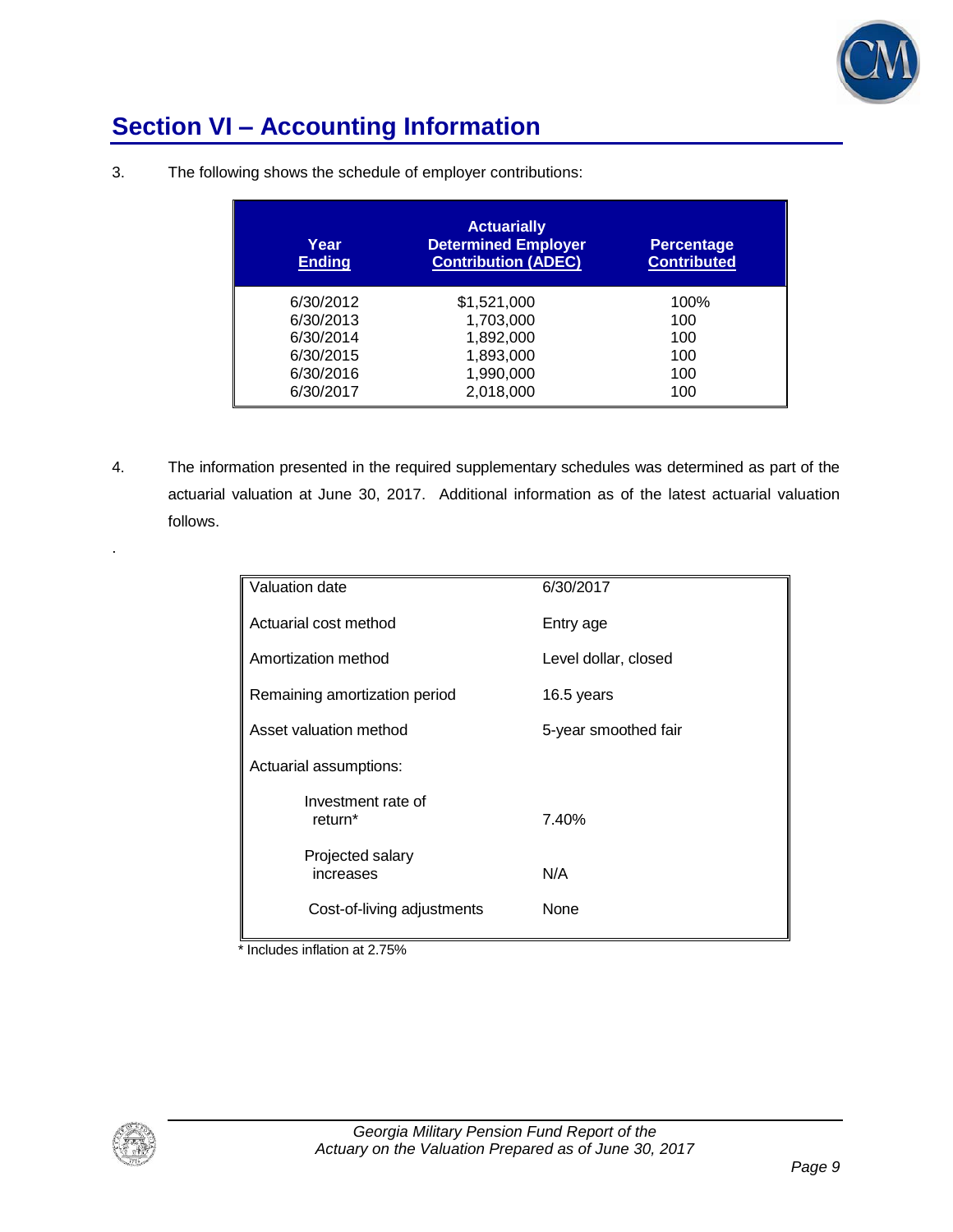## Section VI – Accounting Information

3. The following shows the schedule of employer contributions:

| Year Ending | Actuarially Determined Employer Contribution (ADEC) | Percentage Contributed |
|---|---|---|
| 6/30/2012 | $1,521,000 | 100% |
| 6/30/2013 | 1,703,000 | 100 |
| 6/30/2014 | 1,892,000 | 100 |
| 6/30/2015 | 1,893,000 | 100 |
| 6/30/2016 | 1,990,000 | 100 |
| 6/30/2017 | 2,018,000 | 100 |

4. The information presented in the required supplementary schedules was determined as part of the actuarial valuation at June 30, 2017. Additional information as of the latest actuarial valuation follows.

.

| | |
|---|---|
| Valuation date | 6/30/2017 |
| Actuarial cost method | Entry age |
| Amortization method | Level dollar, closed |
| Remaining amortization period | 16.5 years |
| Asset valuation method | 5-year smoothed fair |
| Actuarial assumptions: | |
| Investment rate of return* | 7.40% |
| Projected salary increases | N/A |
| Cost-of-living adjustments | None |

* Includes inflation at 2.75%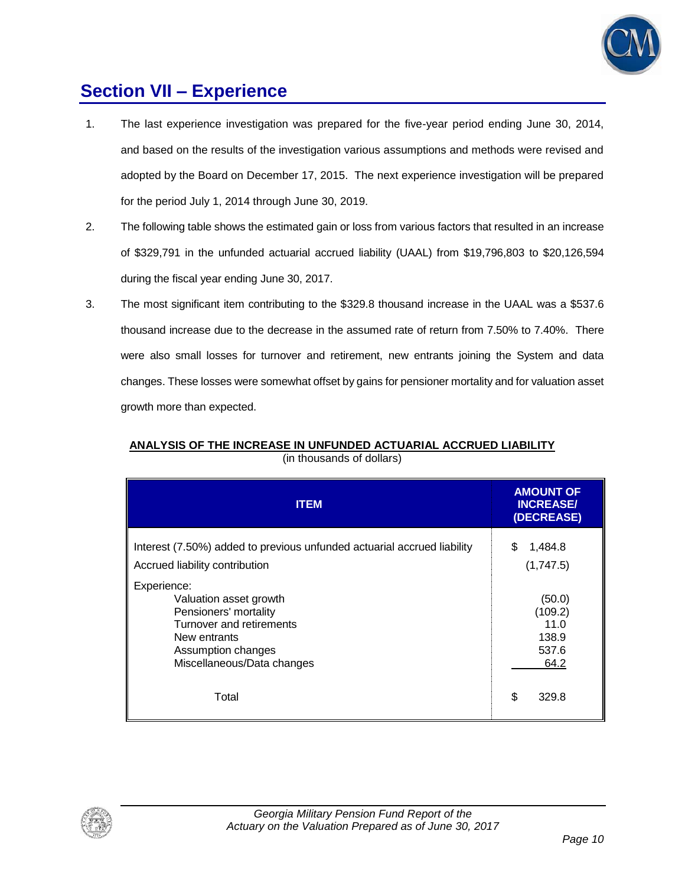# Section VII – Experience

1. The last experience investigation was prepared for the five-year period ending June 30, 2014, and based on the results of the investigation various assumptions and methods were revised and adopted by the Board on December 17, 2015. The next experience investigation will be prepared for the period July 1, 2014 through June 30, 2019.

2. The following table shows the estimated gain or loss from various factors that resulted in an increase of $329,791 in the unfunded actuarial accrued liability (UAAL) from $19,796,803 to $20,126,594 during the fiscal year ending June 30, 2017.

3. The most significant item contributing to the $329.8 thousand increase in the UAAL was a $537.6 thousand increase due to the decrease in the assumed rate of return from 7.50% to 7.40%. There were also small losses for turnover and retirement, new entrants joining the System and data changes. These losses were somewhat offset by gains for pensioner mortality and for valuation asset growth more than expected.

**ANALYSIS OF THE INCREASE IN UNFUNDED ACTUARIAL ACCRUED LIABILITY**
(in thousands of dollars)

| ITEM | AMOUNT OF INCREASE/ (DECREASE) |
|---|---|
| Interest (7.50%) added to previous unfunded actuarial accrued liability | $ 1,484.8 |
| Accrued liability contribution | (1,747.5) |
| Experience: | |
| Valuation asset growth | (50.0) |
| Pensioners' mortality | (109.2) |
| Turnover and retirements | 11.0 |
| New entrants | 138.9 |
| Assumption changes | 537.6 |
| Miscellaneous/Data changes | 64.2 |
| Total | $ 329.8 |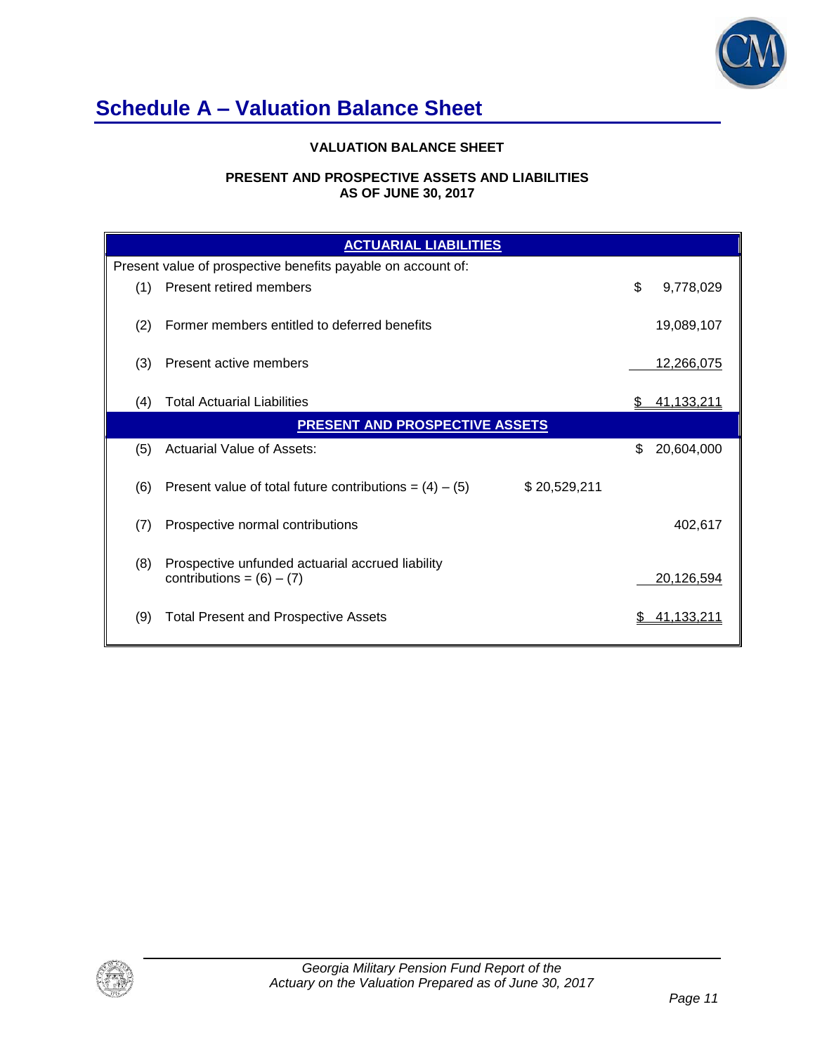# Schedule A – Valuation Balance Sheet

**VALUATION BALANCE SHEET**

**PRESENT AND PROSPECTIVE ASSETS AND LIABILITIES**
**AS OF JUNE 30, 2017**

| | | | |
|---|---|---|---|
| | **ACTUARIAL LIABILITIES** | | |
| Present value of prospective benefits payable on account of: | | | |
| (1) | Present retired members | | $ 9,778,029 |
| (2) | Former members entitled to deferred benefits | | 19,089,107 |
| (3) | Present active members | | 12,266,075 |
| (4) | Total Actuarial Liabilities | | $ 41,133,211 |
| | **PRESENT AND PROSPECTIVE ASSETS** | | |
| (5) | Actuarial Value of Assets: | | $ 20,604,000 |
| (6) | Present value of total future contributions = (4) – (5) | $ 20,529,211 | |
| (7) | Prospective normal contributions | | 402,617 |
| (8) | Prospective unfunded actuarial accrued liability contributions = (6) – (7) | | 20,126,594 |
| (9) | Total Present and Prospective Assets | | $ 41,133,211 |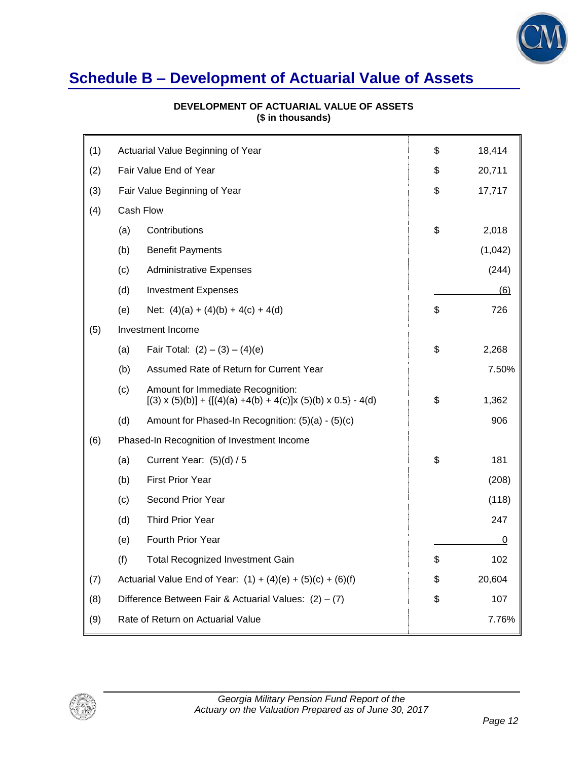# Schedule B – Development of Actuarial Value of Assets

**DEVELOPMENT OF ACTUARIAL VALUE OF ASSETS**
**($ in thousands)**

| | | | | |
|---|---|---|---|---|
| (1) | | Actuarial Value Beginning of Year | $ | 18,414 |
| (2) | | Fair Value End of Year | $ | 20,711 |
| (3) | | Fair Value Beginning of Year | $ | 17,717 |
| (4) | | Cash Flow | | |
| | (a) | Contributions | $ | 2,018 |
| | (b) | Benefit Payments | | (1,042) |
| | (c) | Administrative Expenses | | (244) |
| | (d) | Investment Expenses | | (6) |
| | (e) | Net: (4)(a) + (4)(b) + 4(c) + 4(d) | $ | 726 |
| (5) | | Investment Income | | |
| | (a) | Fair Total: (2) – (3) – (4)(e) | $ | 2,268 |
| | (b) | Assumed Rate of Return for Current Year | | 7.50% |
| | (c) | Amount for Immediate Recognition: [(3) x (5)(b)] + {[(4)(a) +4(b) + 4(c)]x (5)(b) x 0.5} - 4(d) | $ | 1,362 |
| | (d) | Amount for Phased-In Recognition: (5)(a) - (5)(c) | | 906 |
| (6) | | Phased-In Recognition of Investment Income | | |
| | (a) | Current Year: (5)(d) / 5 | $ | 181 |
| | (b) | First Prior Year | | (208) |
| | (c) | Second Prior Year | | (118) |
| | (d) | Third Prior Year | | 247 |
| | (e) | Fourth Prior Year | | 0 |
| | (f) | Total Recognized Investment Gain | $ | 102 |
| (7) | | Actuarial Value End of Year: (1) + (4)(e) + (5)(c) + (6)(f) | $ | 20,604 |
| (8) | | Difference Between Fair & Actuarial Values: (2) – (7) | $ | 107 |
| (9) | | Rate of Return on Actuarial Value | | 7.76% |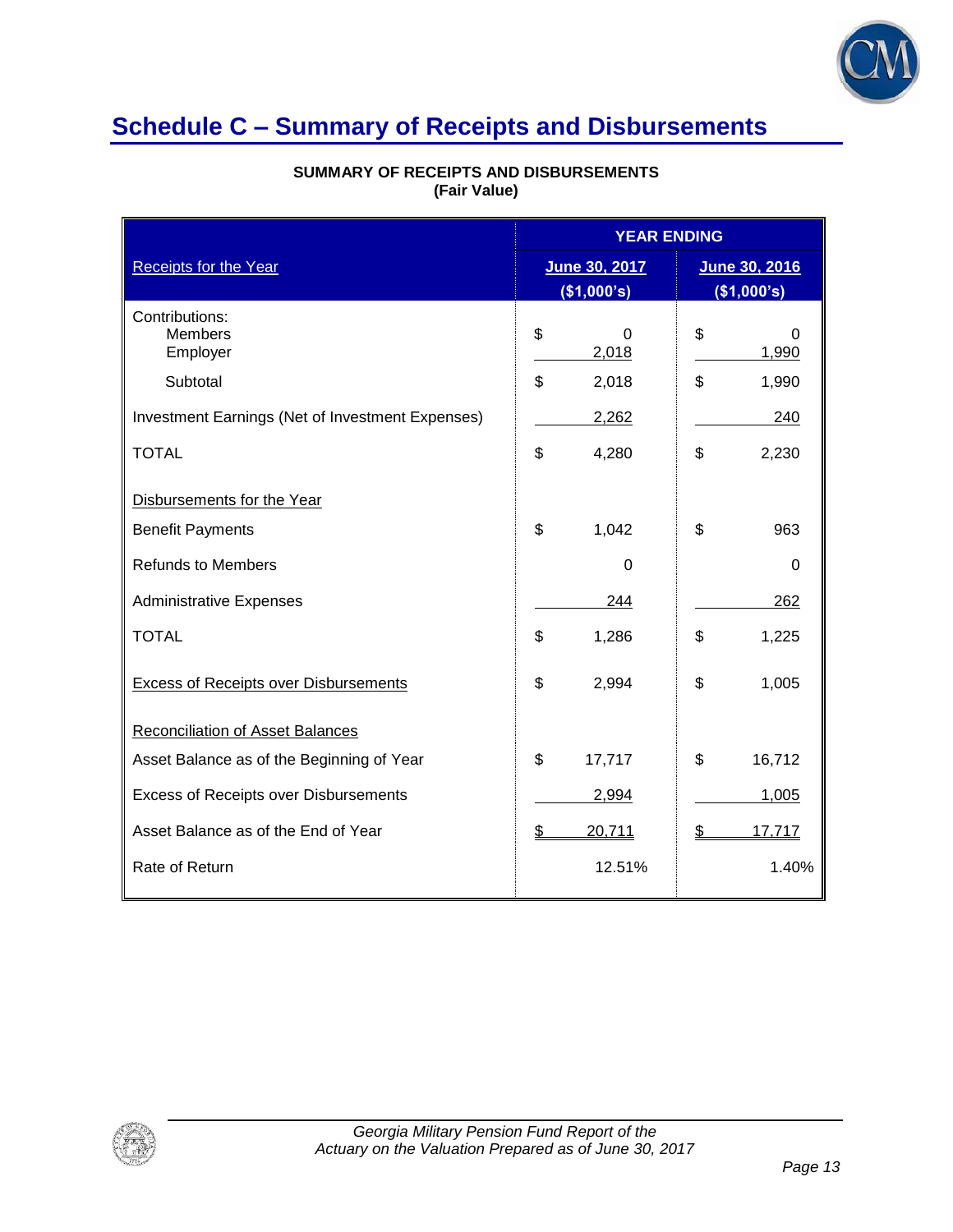# Schedule C – Summary of Receipts and Disbursements

**SUMMARY OF RECEIPTS AND DISBURSEMENTS**
**(Fair Value)**

| | YEAR ENDING | |
|---|---|---|
| Receipts for the Year | June 30, 2017 ($1,000's) | June 30, 2016 ($1,000's) |
| Contributions: | | |
| Members | $ 0 | $ 0 |
| Employer | 2,018 | 1,990 |
| Subtotal | $ 2,018 | $ 1,990 |
| Investment Earnings (Net of Investment Expenses) | 2,262 | 240 |
| TOTAL | $ 4,280 | $ 2,230 |
| Disbursements for the Year | | |
| Benefit Payments | $ 1,042 | $ 963 |
| Refunds to Members | 0 | 0 |
| Administrative Expenses | 244 | 262 |
| TOTAL | $ 1,286 | $ 1,225 |
| Excess of Receipts over Disbursements | $ 2,994 | $ 1,005 |
| Reconciliation of Asset Balances | | |
| Asset Balance as of the Beginning of Year | $ 17,717 | $ 16,712 |
| Excess of Receipts over Disbursements | 2,994 | 1,005 |
| Asset Balance as of the End of Year | $ 20,711 | $ 17,717 |
| Rate of Return | 12.51% | 1.40% |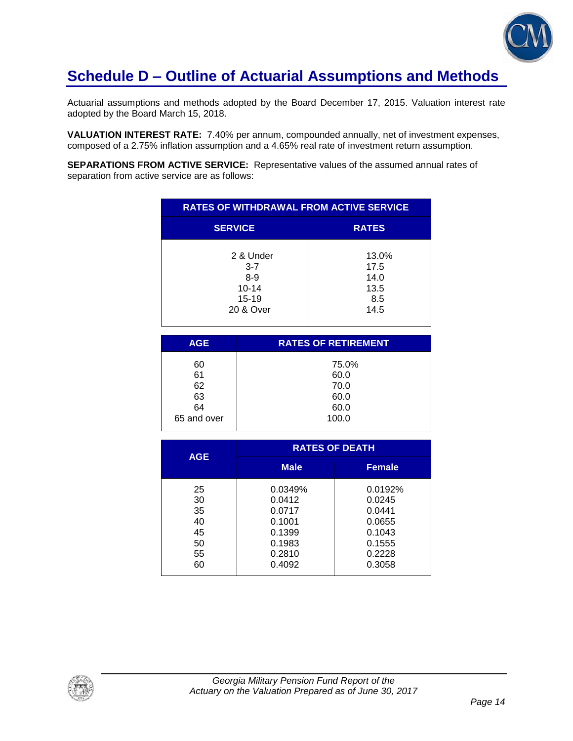# Schedule D – Outline of Actuarial Assumptions and Methods

Actuarial assumptions and methods adopted by the Board December 17, 2015. Valuation interest rate adopted by the Board March 15, 2018.

**VALUATION INTEREST RATE:** 7.40% per annum, compounded annually, net of investment expenses, composed of a 2.75% inflation assumption and a 4.65% real rate of investment return assumption.

**SEPARATIONS FROM ACTIVE SERVICE:** Representative values of the assumed annual rates of separation from active service are as follows:

| RATES OF WITHDRAWAL FROM ACTIVE SERVICE | |
|---|---|
| **SERVICE** | **RATES** |
| 2 & Under | 13.0% |
| 3-7 | 17.5 |
| 8-9 | 14.0 |
| 10-14 | 13.5 |
| 15-19 | 8.5 |
| 20 & Over | 14.5 |

| AGE | RATES OF RETIREMENT |
|---|---|
| 60 | 75.0% |
| 61 | 60.0 |
| 62 | 70.0 |
| 63 | 60.0 |
| 64 | 60.0 |
| 65 and over | 100.0 |

| AGE | RATES OF DEATH | |
|---|---|---|
| | **Male** | **Female** |
| 25 | 0.0349% | 0.0192% |
| 30 | 0.0412 | 0.0245 |
| 35 | 0.0717 | 0.0441 |
| 40 | 0.1001 | 0.0655 |
| 45 | 0.1399 | 0.1043 |
| 50 | 0.1983 | 0.1555 |
| 55 | 0.2810 | 0.2228 |
| 60 | 0.4092 | 0.3058 |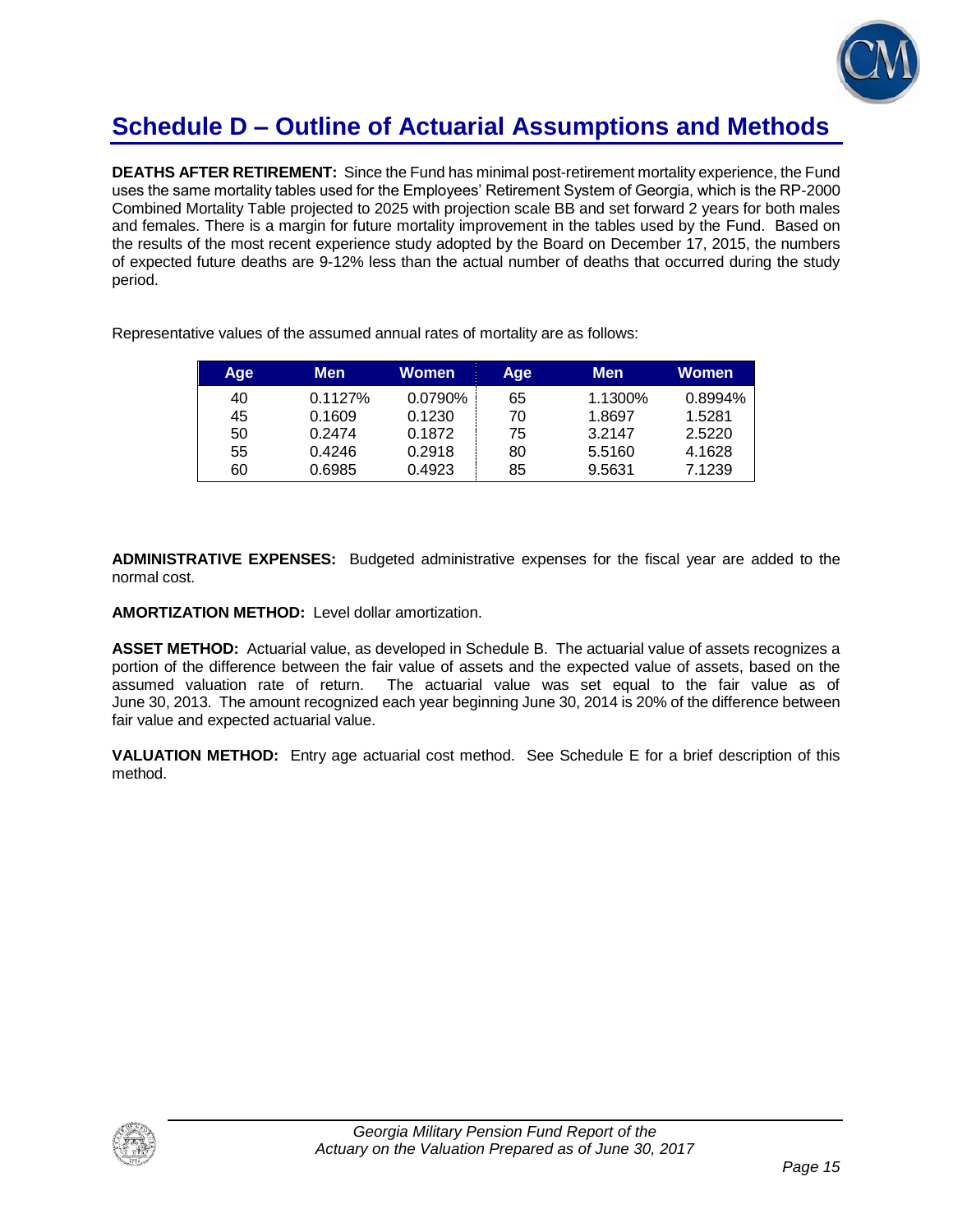# Schedule D – Outline of Actuarial Assumptions and Methods

**DEATHS AFTER RETIREMENT:** Since the Fund has minimal post-retirement mortality experience, the Fund uses the same mortality tables used for the Employees' Retirement System of Georgia, which is the RP-2000 Combined Mortality Table projected to 2025 with projection scale BB and set forward 2 years for both males and females. There is a margin for future mortality improvement in the tables used by the Fund. Based on the results of the most recent experience study adopted by the Board on December 17, 2015, the numbers of expected future deaths are 9-12% less than the actual number of deaths that occurred during the study period.

Representative values of the assumed annual rates of mortality are as follows:

| Age | Men | Women | Age | Men | Women |
|---|---|---|---|---|---|
| 40 | 0.1127% | 0.0790% | 65 | 1.1300% | 0.8994% |
| 45 | 0.1609 | 0.1230 | 70 | 1.8697 | 1.5281 |
| 50 | 0.2474 | 0.1872 | 75 | 3.2147 | 2.5220 |
| 55 | 0.4246 | 0.2918 | 80 | 5.5160 | 4.1628 |
| 60 | 0.6985 | 0.4923 | 85 | 9.5631 | 7.1239 |

**ADMINISTRATIVE EXPENSES:** Budgeted administrative expenses for the fiscal year are added to the normal cost.

**AMORTIZATION METHOD:** Level dollar amortization.

**ASSET METHOD:** Actuarial value, as developed in Schedule B. The actuarial value of assets recognizes a portion of the difference between the fair value of assets and the expected value of assets, based on the assumed valuation rate of return. The actuarial value was set equal to the fair value as of June 30, 2013. The amount recognized each year beginning June 30, 2014 is 20% of the difference between fair value and expected actuarial value.

**VALUATION METHOD:** Entry age actuarial cost method. See Schedule E for a brief description of this method.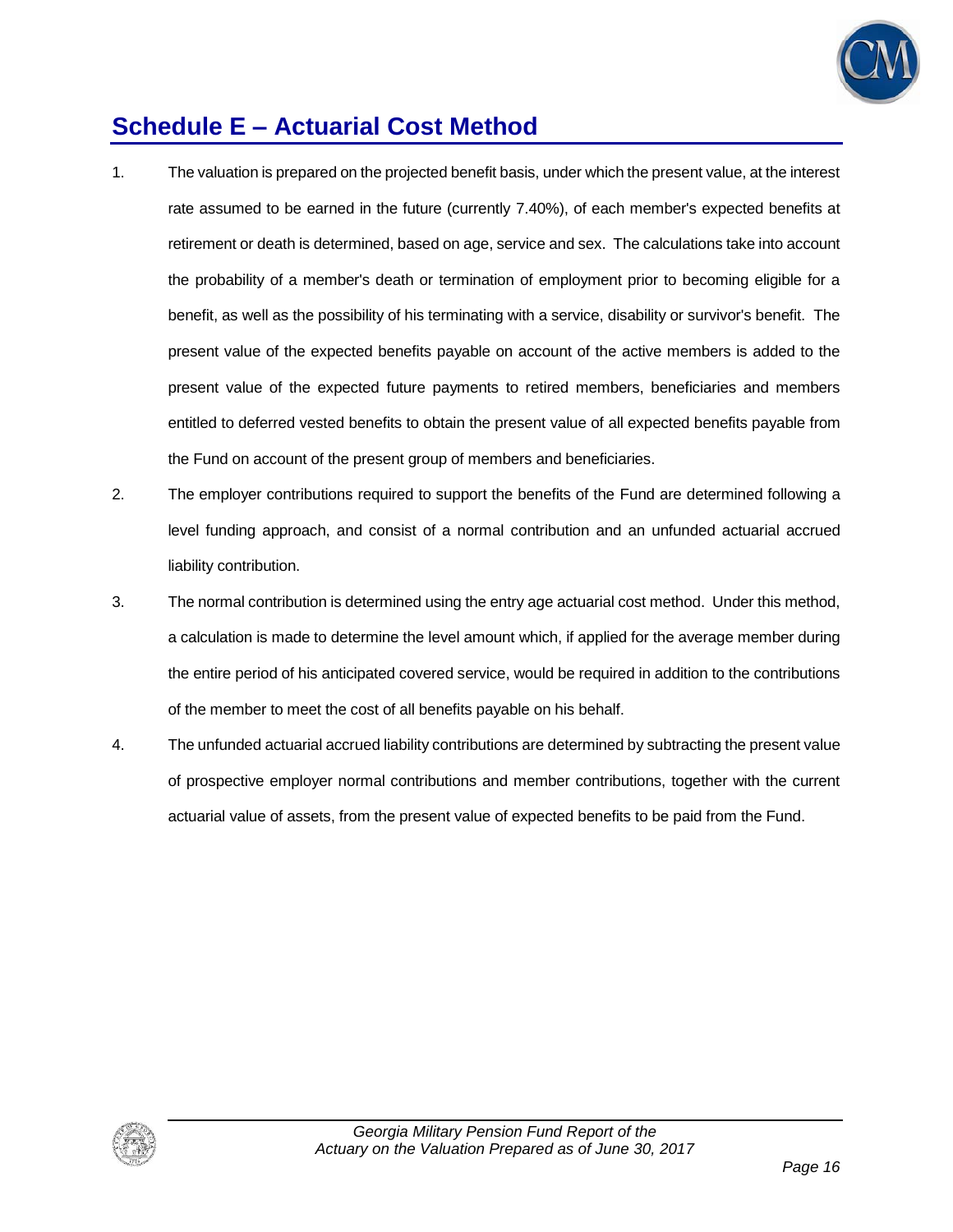# Schedule E – Actuarial Cost Method

1. The valuation is prepared on the projected benefit basis, under which the present value, at the interest rate assumed to be earned in the future (currently 7.40%), of each member's expected benefits at retirement or death is determined, based on age, service and sex. The calculations take into account the probability of a member's death or termination of employment prior to becoming eligible for a benefit, as well as the possibility of his terminating with a service, disability or survivor's benefit. The present value of the expected benefits payable on account of the active members is added to the present value of the expected future payments to retired members, beneficiaries and members entitled to deferred vested benefits to obtain the present value of all expected benefits payable from the Fund on account of the present group of members and beneficiaries.

2. The employer contributions required to support the benefits of the Fund are determined following a level funding approach, and consist of a normal contribution and an unfunded actuarial accrued liability contribution.

3. The normal contribution is determined using the entry age actuarial cost method. Under this method, a calculation is made to determine the level amount which, if applied for the average member during the entire period of his anticipated covered service, would be required in addition to the contributions of the member to meet the cost of all benefits payable on his behalf.

4. The unfunded actuarial accrued liability contributions are determined by subtracting the present value of prospective employer normal contributions and member contributions, together with the current actuarial value of assets, from the present value of expected benefits to be paid from the Fund.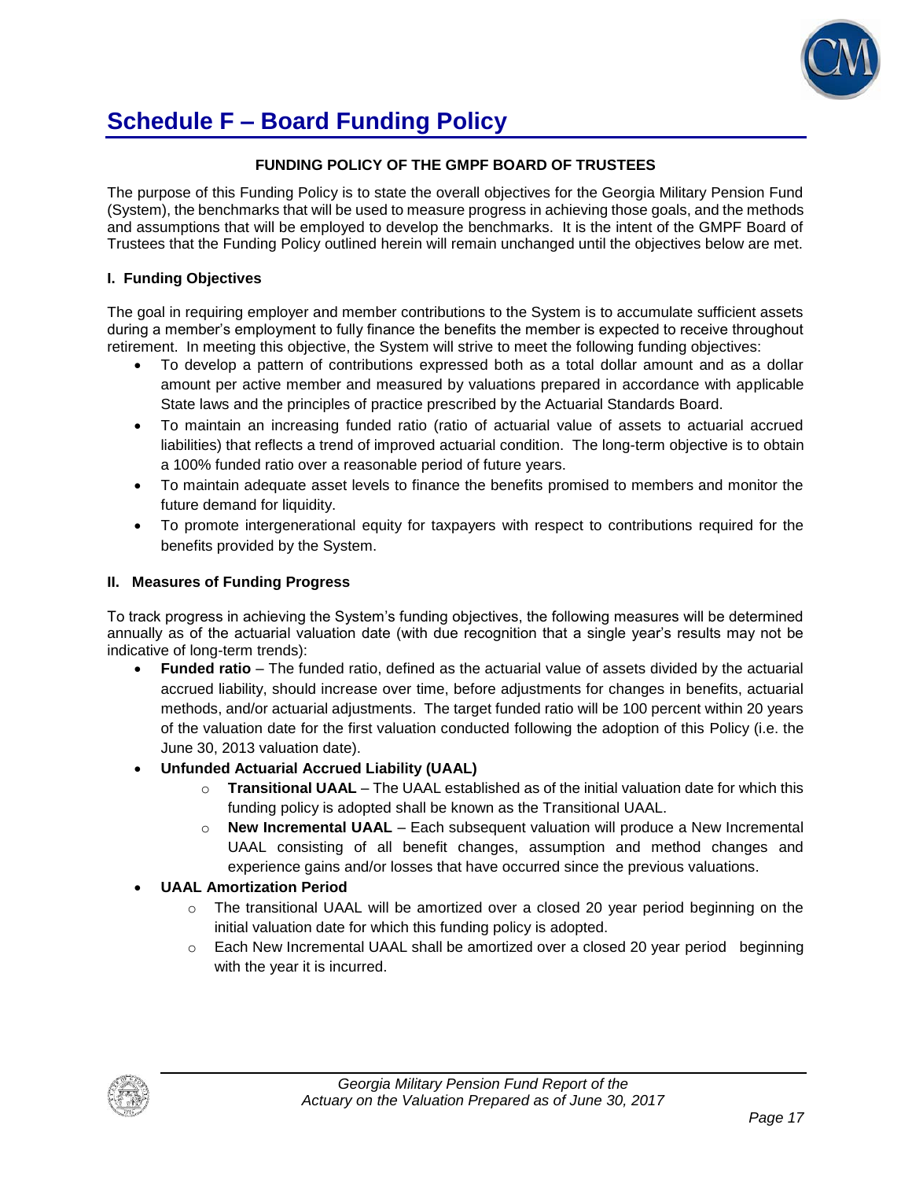# Schedule F – Board Funding Policy

**FUNDING POLICY OF THE GMPF BOARD OF TRUSTEES**

The purpose of this Funding Policy is to state the overall objectives for the Georgia Military Pension Fund (System), the benchmarks that will be used to measure progress in achieving those goals, and the methods and assumptions that will be employed to develop the benchmarks. It is the intent of the GMPF Board of Trustees that the Funding Policy outlined herein will remain unchanged until the objectives below are met.

### I. Funding Objectives

The goal in requiring employer and member contributions to the System is to accumulate sufficient assets during a member's employment to fully finance the benefits the member is expected to receive throughout retirement. In meeting this objective, the System will strive to meet the following funding objectives:

- To develop a pattern of contributions expressed both as a total dollar amount and as a dollar amount per active member and measured by valuations prepared in accordance with applicable State laws and the principles of practice prescribed by the Actuarial Standards Board.
- To maintain an increasing funded ratio (ratio of actuarial value of assets to actuarial accrued liabilities) that reflects a trend of improved actuarial condition. The long-term objective is to obtain a 100% funded ratio over a reasonable period of future years.
- To maintain adequate asset levels to finance the benefits promised to members and monitor the future demand for liquidity.
- To promote intergenerational equity for taxpayers with respect to contributions required for the benefits provided by the System.

### II. Measures of Funding Progress

To track progress in achieving the System's funding objectives, the following measures will be determined annually as of the actuarial valuation date (with due recognition that a single year's results may not be indicative of long-term trends):

- **Funded ratio** – The funded ratio, defined as the actuarial value of assets divided by the actuarial accrued liability, should increase over time, before adjustments for changes in benefits, actuarial methods, and/or actuarial adjustments. The target funded ratio will be 100 percent within 20 years of the valuation date for the first valuation conducted following the adoption of this Policy (i.e. the June 30, 2013 valuation date).
- **Unfunded Actuarial Accrued Liability (UAAL)**
  - **Transitional UAAL** – The UAAL established as of the initial valuation date for which this funding policy is adopted shall be known as the Transitional UAAL.
  - **New Incremental UAAL** – Each subsequent valuation will produce a New Incremental UAAL consisting of all benefit changes, assumption and method changes and experience gains and/or losses that have occurred since the previous valuations.
- **UAAL Amortization Period**
  - The transitional UAAL will be amortized over a closed 20 year period beginning on the initial valuation date for which this funding policy is adopted.
  - Each New Incremental UAAL shall be amortized over a closed 20 year period beginning with the year it is incurred.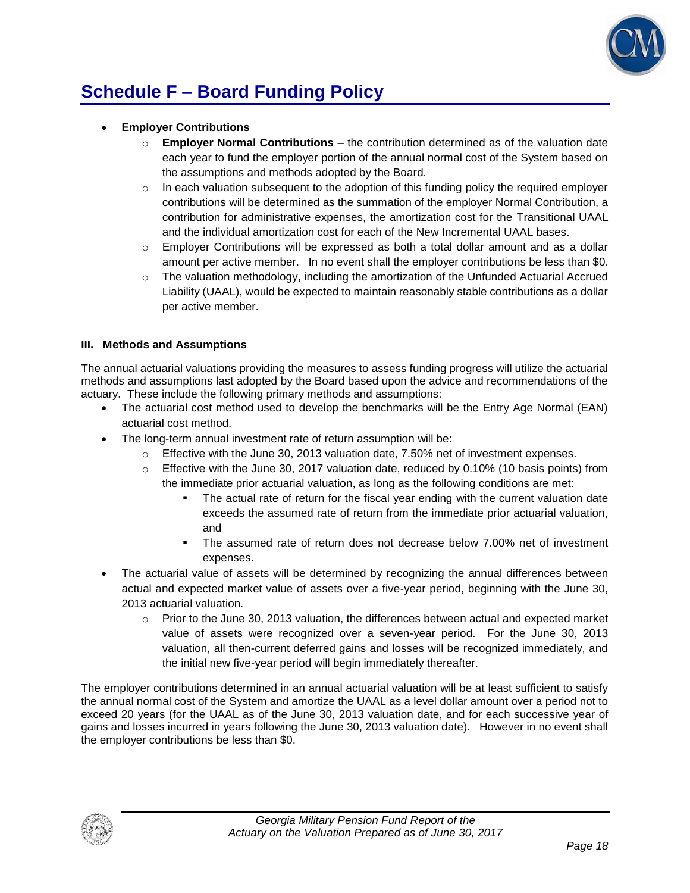# Schedule F – Board Funding Policy

- **Employer Contributions**
  - **Employer Normal Contributions** – the contribution determined as of the valuation date each year to fund the employer portion of the annual normal cost of the System based on the assumptions and methods adopted by the Board.
  - In each valuation subsequent to the adoption of this funding policy the required employer contributions will be determined as the summation of the employer Normal Contribution, a contribution for administrative expenses, the amortization cost for the Transitional UAAL and the individual amortization cost for each of the New Incremental UAAL bases.
  - Employer Contributions will be expressed as both a total dollar amount and as a dollar amount per active member. In no event shall the employer contributions be less than $0.
  - The valuation methodology, including the amortization of the Unfunded Actuarial Accrued Liability (UAAL), would be expected to maintain reasonably stable contributions as a dollar per active member.

### III. Methods and Assumptions

The annual actuarial valuations providing the measures to assess funding progress will utilize the actuarial methods and assumptions last adopted by the Board based upon the advice and recommendations of the actuary. These include the following primary methods and assumptions:

- The actuarial cost method used to develop the benchmarks will be the Entry Age Normal (EAN) actuarial cost method.
- The long-term annual investment rate of return assumption will be:
  - Effective with the June 30, 2013 valuation date, 7.50% net of investment expenses.
  - Effective with the June 30, 2017 valuation date, reduced by 0.10% (10 basis points) from the immediate prior actuarial valuation, as long as the following conditions are met:
    - The actual rate of return for the fiscal year ending with the current valuation date exceeds the assumed rate of return from the immediate prior actuarial valuation, and
    - The assumed rate of return does not decrease below 7.00% net of investment expenses.
- The actuarial value of assets will be determined by recognizing the annual differences between actual and expected market value of assets over a five-year period, beginning with the June 30, 2013 actuarial valuation.
  - Prior to the June 30, 2013 valuation, the differences between actual and expected market value of assets were recognized over a seven-year period. For the June 30, 2013 valuation, all then-current deferred gains and losses will be recognized immediately, and the initial new five-year period will begin immediately thereafter.

The employer contributions determined in an annual actuarial valuation will be at least sufficient to satisfy the annual normal cost of the System and amortize the UAAL as a level dollar amount over a period not to exceed 20 years (for the UAAL as of the June 30, 2013 valuation date, and for each successive year of gains and losses incurred in years following the June 30, 2013 valuation date). However in no event shall the employer contributions be less than $0.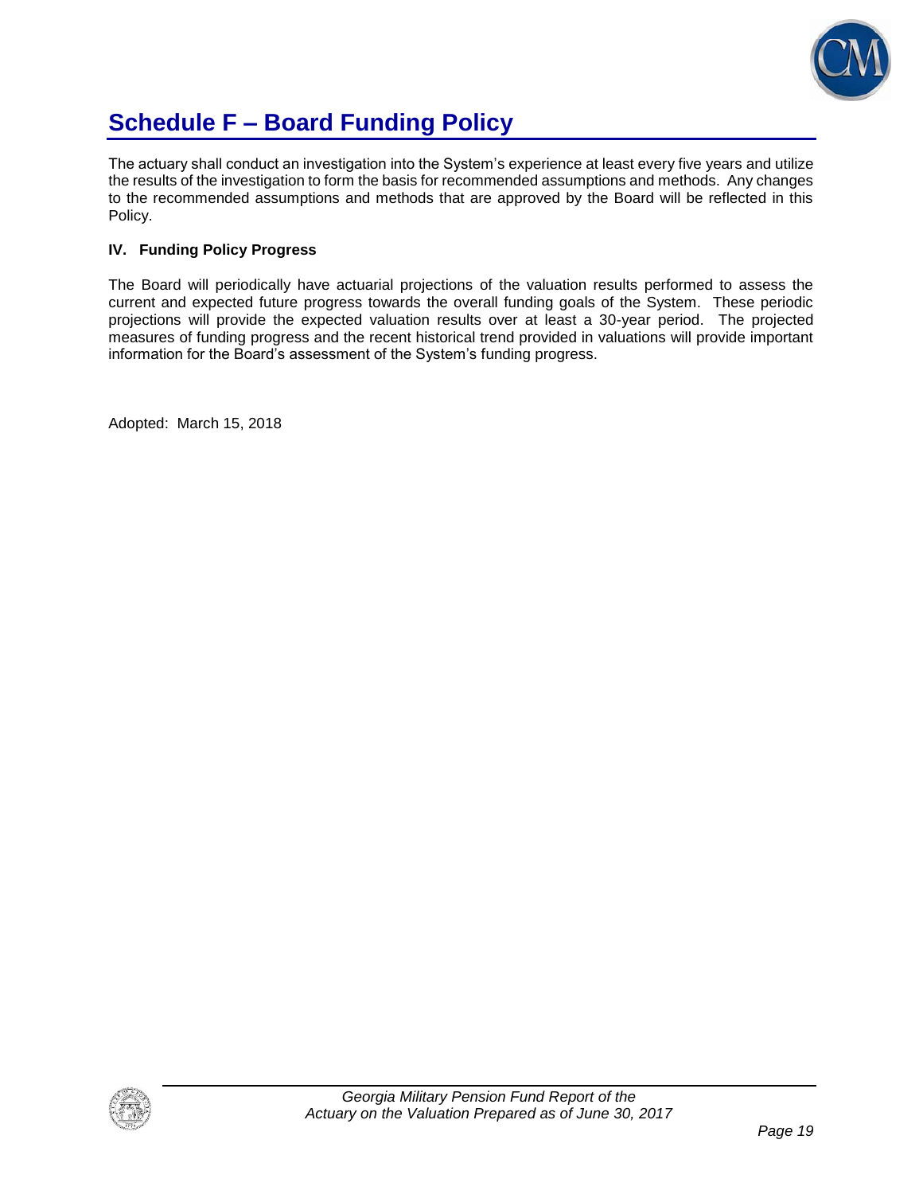# Schedule F – Board Funding Policy

The actuary shall conduct an investigation into the System's experience at least every five years and utilize the results of the investigation to form the basis for recommended assumptions and methods. Any changes to the recommended assumptions and methods that are approved by the Board will be reflected in this Policy.

**IV. Funding Policy Progress**

The Board will periodically have actuarial projections of the valuation results performed to assess the current and expected future progress towards the overall funding goals of the System. These periodic projections will provide the expected valuation results over at least a 30-year period. The projected measures of funding progress and the recent historical trend provided in valuations will provide important information for the Board's assessment of the System's funding progress.

Adopted: March 15, 2018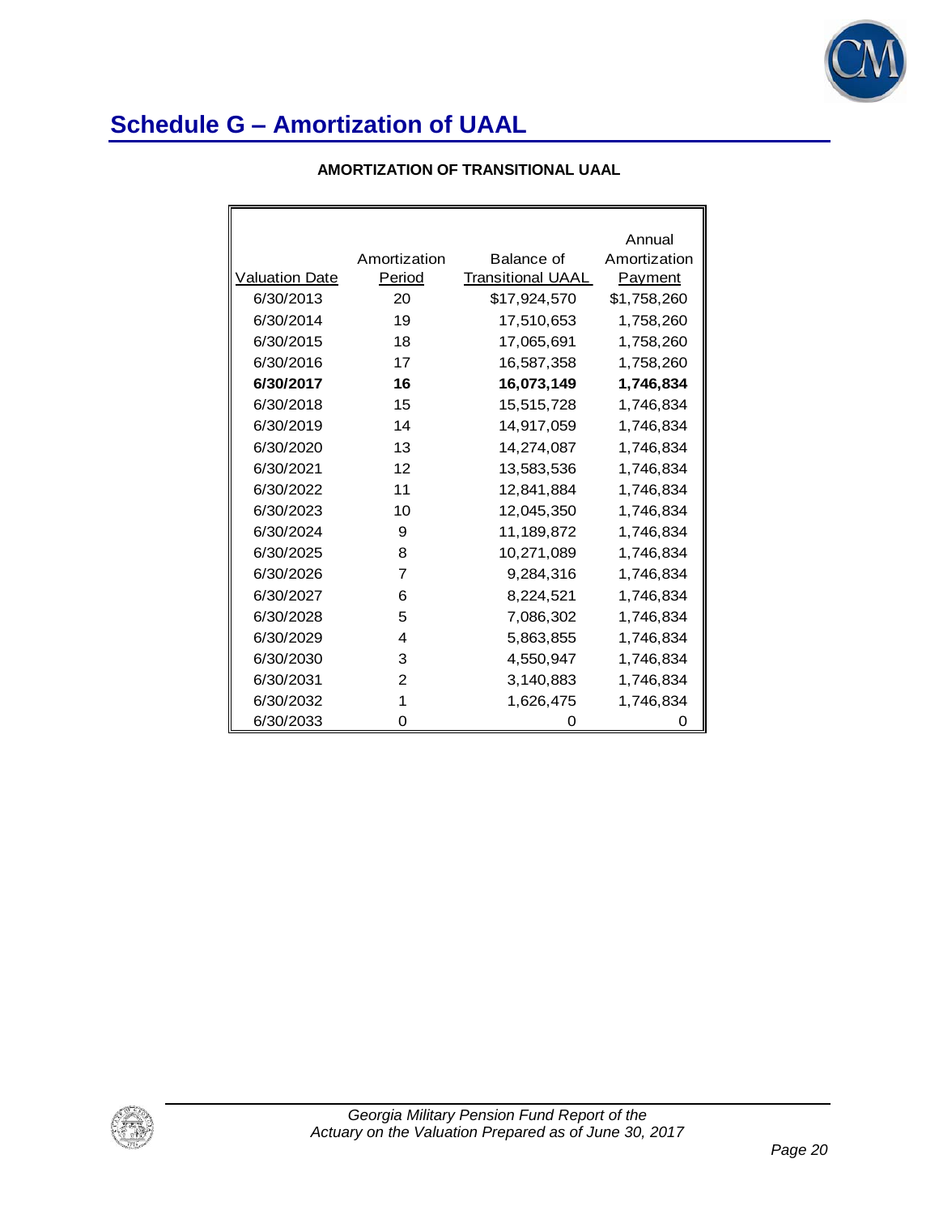# Schedule G – Amortization of UAAL

**AMORTIZATION OF TRANSITIONAL UAAL**

| Valuation Date | Amortization Period | Balance of Transitional UAAL | Annual Amortization Payment |
|---|---|---|---|
| 6/30/2013 | 20 | $17,924,570 | $1,758,260 |
| 6/30/2014 | 19 | 17,510,653 | 1,758,260 |
| 6/30/2015 | 18 | 17,065,691 | 1,758,260 |
| 6/30/2016 | 17 | 16,587,358 | 1,758,260 |
| **6/30/2017** | **16** | **16,073,149** | **1,746,834** |
| 6/30/2018 | 15 | 15,515,728 | 1,746,834 |
| 6/30/2019 | 14 | 14,917,059 | 1,746,834 |
| 6/30/2020 | 13 | 14,274,087 | 1,746,834 |
| 6/30/2021 | 12 | 13,583,536 | 1,746,834 |
| 6/30/2022 | 11 | 12,841,884 | 1,746,834 |
| 6/30/2023 | 10 | 12,045,350 | 1,746,834 |
| 6/30/2024 | 9 | 11,189,872 | 1,746,834 |
| 6/30/2025 | 8 | 10,271,089 | 1,746,834 |
| 6/30/2026 | 7 | 9,284,316 | 1,746,834 |
| 6/30/2027 | 6 | 8,224,521 | 1,746,834 |
| 6/30/2028 | 5 | 7,086,302 | 1,746,834 |
| 6/30/2029 | 4 | 5,863,855 | 1,746,834 |
| 6/30/2030 | 3 | 4,550,947 | 1,746,834 |
| 6/30/2031 | 2 | 3,140,883 | 1,746,834 |
| 6/30/2032 | 1 | 1,626,475 | 1,746,834 |
| 6/30/2033 | 0 | 0 | 0 |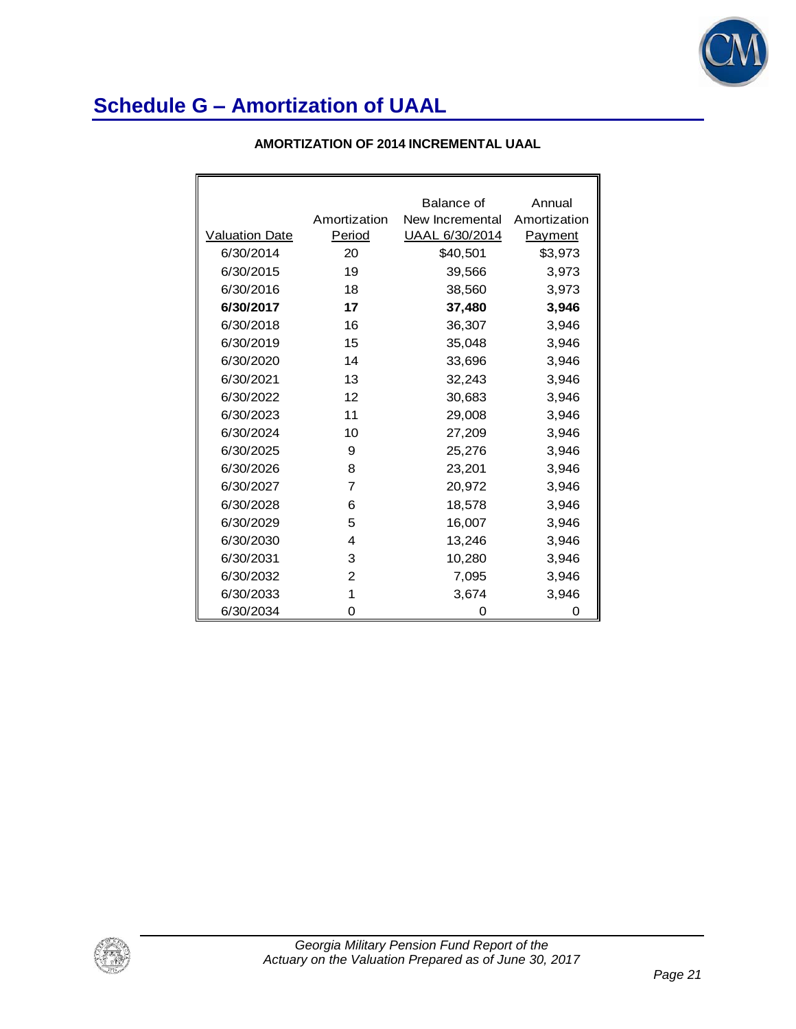# Schedule G – Amortization of UAAL

**AMORTIZATION OF 2014 INCREMENTAL UAAL**

| Valuation Date | Amortization Period | Balance of New Incremental UAAL 6/30/2014 | Annual Amortization Payment |
|---|---|---|---|
| 6/30/2014 | 20 | $40,501 | $3,973 |
| 6/30/2015 | 19 | 39,566 | 3,973 |
| 6/30/2016 | 18 | 38,560 | 3,973 |
| **6/30/2017** | **17** | **37,480** | **3,946** |
| 6/30/2018 | 16 | 36,307 | 3,946 |
| 6/30/2019 | 15 | 35,048 | 3,946 |
| 6/30/2020 | 14 | 33,696 | 3,946 |
| 6/30/2021 | 13 | 32,243 | 3,946 |
| 6/30/2022 | 12 | 30,683 | 3,946 |
| 6/30/2023 | 11 | 29,008 | 3,946 |
| 6/30/2024 | 10 | 27,209 | 3,946 |
| 6/30/2025 | 9 | 25,276 | 3,946 |
| 6/30/2026 | 8 | 23,201 | 3,946 |
| 6/30/2027 | 7 | 20,972 | 3,946 |
| 6/30/2028 | 6 | 18,578 | 3,946 |
| 6/30/2029 | 5 | 16,007 | 3,946 |
| 6/30/2030 | 4 | 13,246 | 3,946 |
| 6/30/2031 | 3 | 10,280 | 3,946 |
| 6/30/2032 | 2 | 7,095 | 3,946 |
| 6/30/2033 | 1 | 3,674 | 3,946 |
| 6/30/2034 | 0 | 0 | 0 |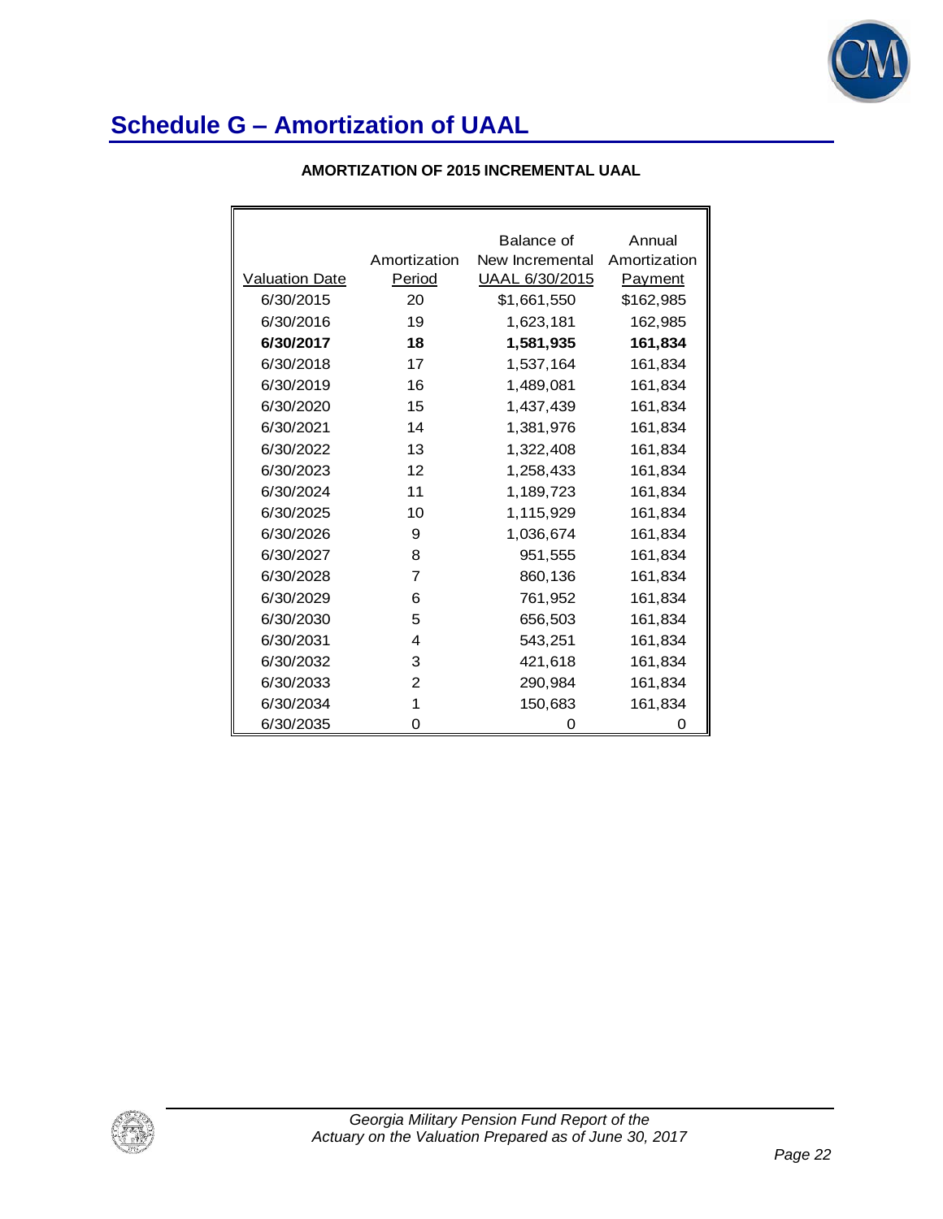## Schedule G – Amortization of UAAL

**AMORTIZATION OF 2015 INCREMENTAL UAAL**

| Valuation Date | Amortization Period | Balance of New Incremental UAAL 6/30/2015 | Annual Amortization Payment |
|---|---|---|---|
| 6/30/2015 | 20 | $1,661,550 | $162,985 |
| 6/30/2016 | 19 | 1,623,181 | 162,985 |
| **6/30/2017** | **18** | **1,581,935** | **161,834** |
| 6/30/2018 | 17 | 1,537,164 | 161,834 |
| 6/30/2019 | 16 | 1,489,081 | 161,834 |
| 6/30/2020 | 15 | 1,437,439 | 161,834 |
| 6/30/2021 | 14 | 1,381,976 | 161,834 |
| 6/30/2022 | 13 | 1,322,408 | 161,834 |
| 6/30/2023 | 12 | 1,258,433 | 161,834 |
| 6/30/2024 | 11 | 1,189,723 | 161,834 |
| 6/30/2025 | 10 | 1,115,929 | 161,834 |
| 6/30/2026 | 9 | 1,036,674 | 161,834 |
| 6/30/2027 | 8 | 951,555 | 161,834 |
| 6/30/2028 | 7 | 860,136 | 161,834 |
| 6/30/2029 | 6 | 761,952 | 161,834 |
| 6/30/2030 | 5 | 656,503 | 161,834 |
| 6/30/2031 | 4 | 543,251 | 161,834 |
| 6/30/2032 | 3 | 421,618 | 161,834 |
| 6/30/2033 | 2 | 290,984 | 161,834 |
| 6/30/2034 | 1 | 150,683 | 161,834 |
| 6/30/2035 | 0 | 0 | 0 |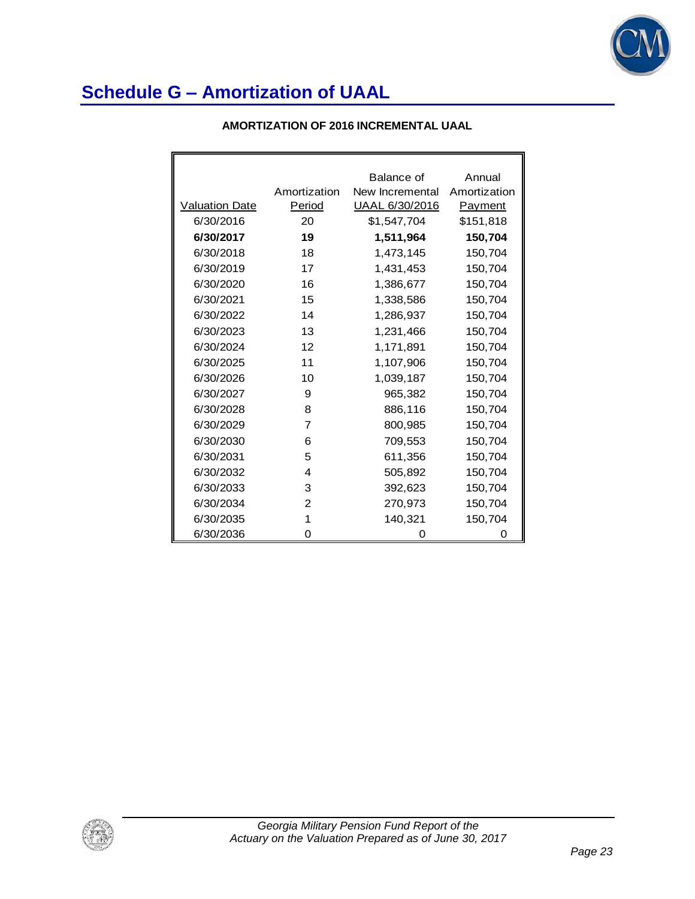# Schedule G – Amortization of UAAL

**AMORTIZATION OF 2016 INCREMENTAL UAAL**

| Valuation Date | Amortization Period | Balance of New Incremental UAAL 6/30/2016 | Annual Amortization Payment |
|---|---|---|---|
| 6/30/2016 | 20 | $1,547,704 | $151,818 |
| **6/30/2017** | **19** | **1,511,964** | **150,704** |
| 6/30/2018 | 18 | 1,473,145 | 150,704 |
| 6/30/2019 | 17 | 1,431,453 | 150,704 |
| 6/30/2020 | 16 | 1,386,677 | 150,704 |
| 6/30/2021 | 15 | 1,338,586 | 150,704 |
| 6/30/2022 | 14 | 1,286,937 | 150,704 |
| 6/30/2023 | 13 | 1,231,466 | 150,704 |
| 6/30/2024 | 12 | 1,171,891 | 150,704 |
| 6/30/2025 | 11 | 1,107,906 | 150,704 |
| 6/30/2026 | 10 | 1,039,187 | 150,704 |
| 6/30/2027 | 9 | 965,382 | 150,704 |
| 6/30/2028 | 8 | 886,116 | 150,704 |
| 6/30/2029 | 7 | 800,985 | 150,704 |
| 6/30/2030 | 6 | 709,553 | 150,704 |
| 6/30/2031 | 5 | 611,356 | 150,704 |
| 6/30/2032 | 4 | 505,892 | 150,704 |
| 6/30/2033 | 3 | 392,623 | 150,704 |
| 6/30/2034 | 2 | 270,973 | 150,704 |
| 6/30/2035 | 1 | 140,321 | 150,704 |
| 6/30/2036 | 0 | 0 | 0 |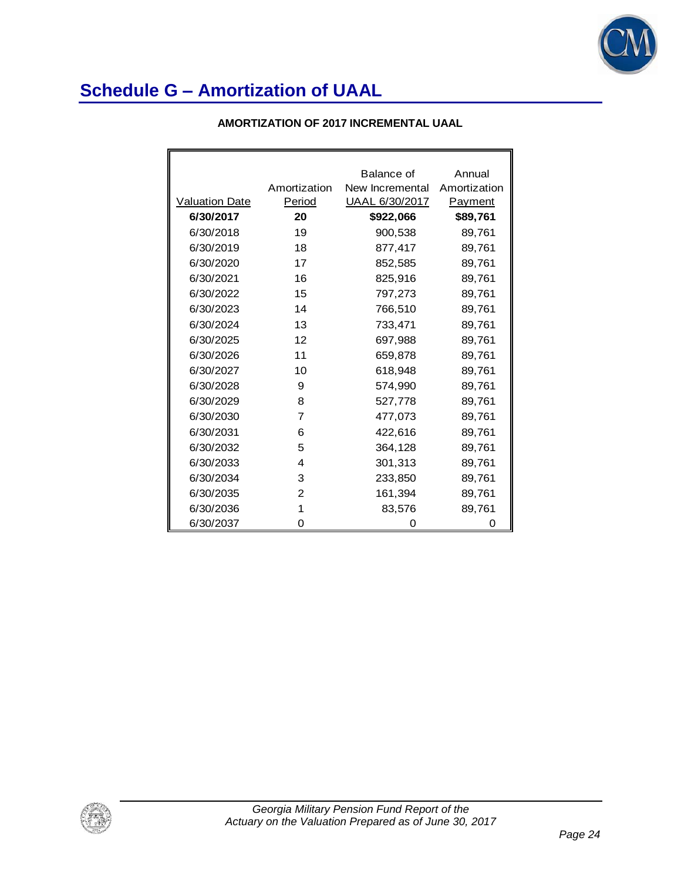# Schedule G – Amortization of UAAL

**AMORTIZATION OF 2017 INCREMENTAL UAAL**

| Valuation Date | Amortization Period | Balance of New Incremental UAAL 6/30/2017 | Annual Amortization Payment |
|---|---|---|---|
| **6/30/2017** | **20** | **$922,066** | **$89,761** |
| 6/30/2018 | 19 | 900,538 | 89,761 |
| 6/30/2019 | 18 | 877,417 | 89,761 |
| 6/30/2020 | 17 | 852,585 | 89,761 |
| 6/30/2021 | 16 | 825,916 | 89,761 |
| 6/30/2022 | 15 | 797,273 | 89,761 |
| 6/30/2023 | 14 | 766,510 | 89,761 |
| 6/30/2024 | 13 | 733,471 | 89,761 |
| 6/30/2025 | 12 | 697,988 | 89,761 |
| 6/30/2026 | 11 | 659,878 | 89,761 |
| 6/30/2027 | 10 | 618,948 | 89,761 |
| 6/30/2028 | 9 | 574,990 | 89,761 |
| 6/30/2029 | 8 | 527,778 | 89,761 |
| 6/30/2030 | 7 | 477,073 | 89,761 |
| 6/30/2031 | 6 | 422,616 | 89,761 |
| 6/30/2032 | 5 | 364,128 | 89,761 |
| 6/30/2033 | 4 | 301,313 | 89,761 |
| 6/30/2034 | 3 | 233,850 | 89,761 |
| 6/30/2035 | 2 | 161,394 | 89,761 |
| 6/30/2036 | 1 | 83,576 | 89,761 |
| 6/30/2037 | 0 | 0 | 0 |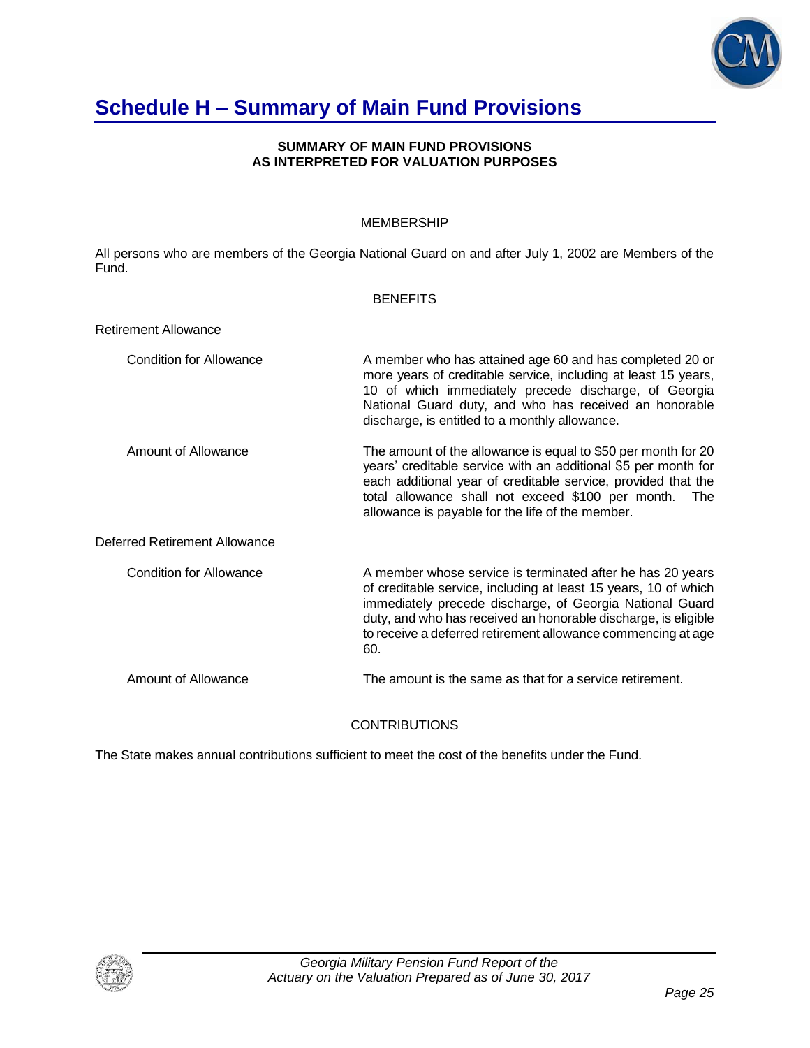# Schedule H – Summary of Main Fund Provisions

**SUMMARY OF MAIN FUND PROVISIONS**
**AS INTERPRETED FOR VALUATION PURPOSES**

MEMBERSHIP

All persons who are members of the Georgia National Guard on and after July 1, 2002 are Members of the Fund.

BENEFITS

Retirement Allowance

| | |
|---|---|
| Condition for Allowance | A member who has attained age 60 and has completed 20 or more years of creditable service, including at least 15 years, 10 of which immediately precede discharge, of Georgia National Guard duty, and who has received an honorable discharge, is entitled to a monthly allowance. |
| Amount of Allowance | The amount of the allowance is equal to $50 per month for 20 years' creditable service with an additional $5 per month for each additional year of creditable service, provided that the total allowance shall not exceed $100 per month. The allowance is payable for the life of the member. |

Deferred Retirement Allowance

| | |
|---|---|
| Condition for Allowance | A member whose service is terminated after he has 20 years of creditable service, including at least 15 years, 10 of which immediately precede discharge, of Georgia National Guard duty, and who has received an honorable discharge, is eligible to receive a deferred retirement allowance commencing at age 60. |
| Amount of Allowance | The amount is the same as that for a service retirement. |

CONTRIBUTIONS

The State makes annual contributions sufficient to meet the cost of the benefits under the Fund.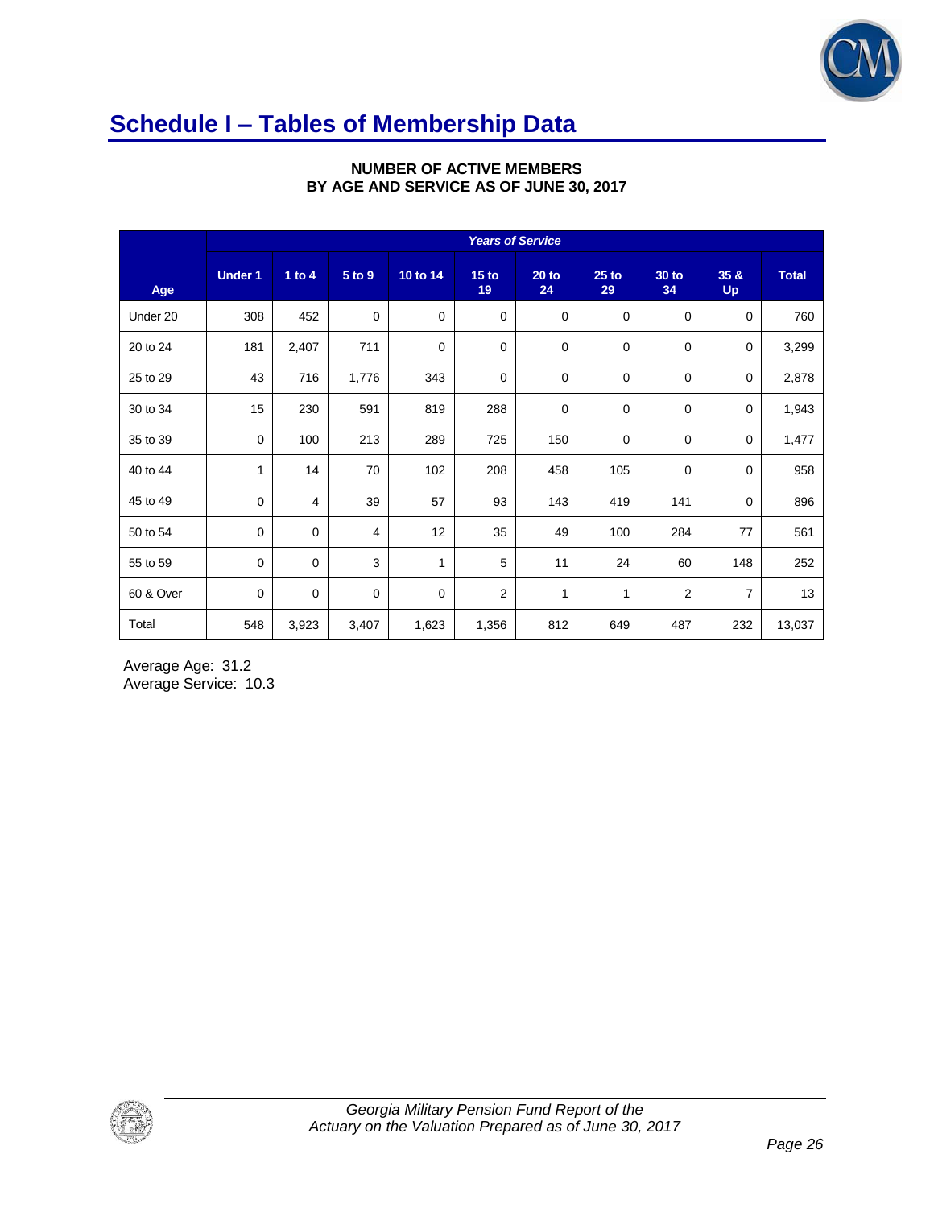# Schedule I – Tables of Membership Data

**NUMBER OF ACTIVE MEMBERS BY AGE AND SERVICE AS OF JUNE 30, 2017**

| | *Years of Service* | | | | | | | | | |
|---|---|---|---|---|---|---|---|---|---|---|
| **Age** | **Under 1** | **1 to 4** | **5 to 9** | **10 to 14** | **15 to 19** | **20 to 24** | **25 to 29** | **30 to 34** | **35 & Up** | **Total** |
| Under 20 | 308 | 452 | 0 | 0 | 0 | 0 | 0 | 0 | 0 | 760 |
| 20 to 24 | 181 | 2,407 | 711 | 0 | 0 | 0 | 0 | 0 | 0 | 3,299 |
| 25 to 29 | 43 | 716 | 1,776 | 343 | 0 | 0 | 0 | 0 | 0 | 2,878 |
| 30 to 34 | 15 | 230 | 591 | 819 | 288 | 0 | 0 | 0 | 0 | 1,943 |
| 35 to 39 | 0 | 100 | 213 | 289 | 725 | 150 | 0 | 0 | 0 | 1,477 |
| 40 to 44 | 1 | 14 | 70 | 102 | 208 | 458 | 105 | 0 | 0 | 958 |
| 45 to 49 | 0 | 4 | 39 | 57 | 93 | 143 | 419 | 141 | 0 | 896 |
| 50 to 54 | 0 | 0 | 4 | 12 | 35 | 49 | 100 | 284 | 77 | 561 |
| 55 to 59 | 0 | 0 | 3 | 1 | 5 | 11 | 24 | 60 | 148 | 252 |
| 60 & Over | 0 | 0 | 0 | 0 | 2 | 1 | 1 | 2 | 7 | 13 |
| Total | 548 | 3,923 | 3,407 | 1,623 | 1,356 | 812 | 649 | 487 | 232 | 13,037 |

Average Age: 31.2
Average Service: 10.3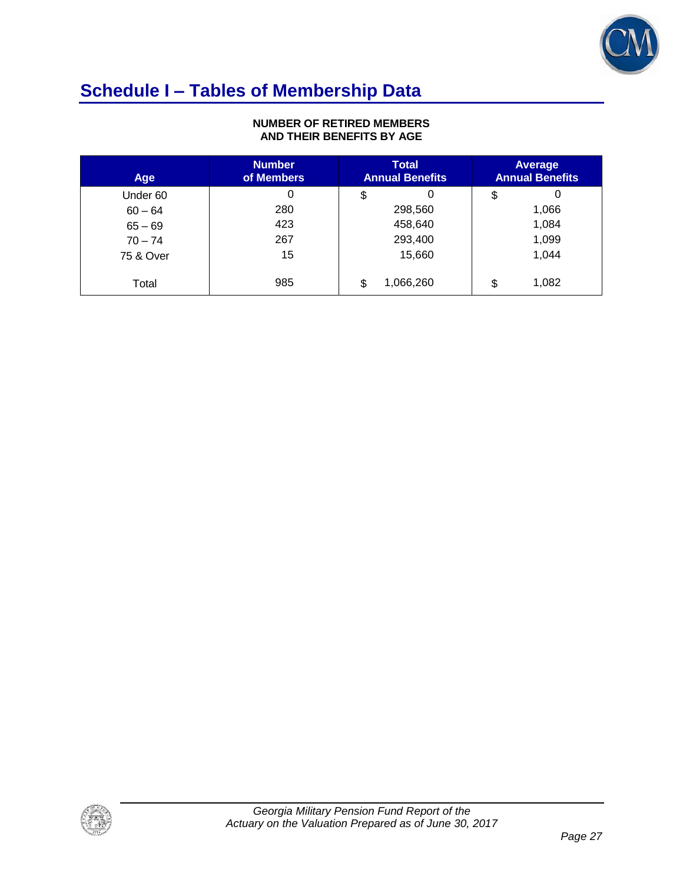# Schedule I – Tables of Membership Data

**NUMBER OF RETIRED MEMBERS AND THEIR BENEFITS BY AGE**

| Age | Number of Members | Total Annual Benefits | Average Annual Benefits |
|---|---|---|---|
| Under 60 | 0 | $ 0 | $ 0 |
| 60 – 64 | 280 | 298,560 | 1,066 |
| 65 – 69 | 423 | 458,640 | 1,084 |
| 70 – 74 | 267 | 293,400 | 1,099 |
| 75 & Over | 15 | 15,660 | 1,044 |
| Total | 985 | $ 1,066,260 | $ 1,082 |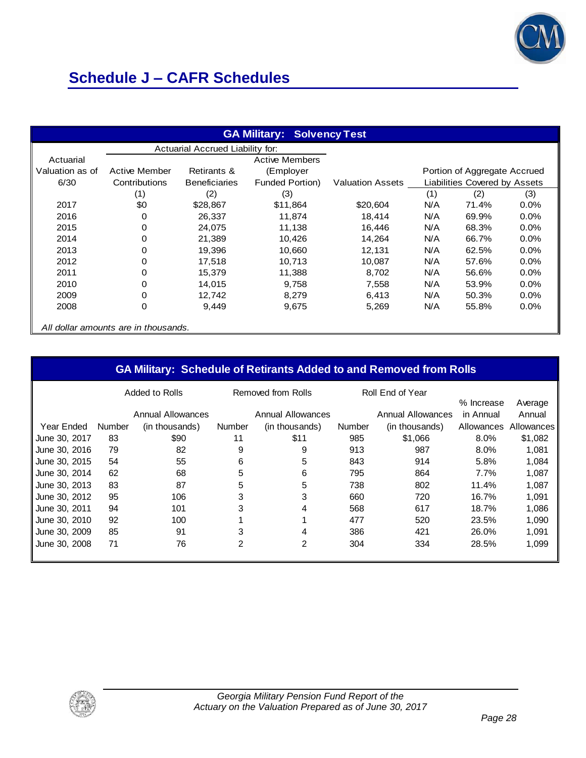# Schedule J – CAFR Schedules

| GA Military: Solvency Test | | | | | | | |
|---|---|---|---|---|---|---|---|
| | Actuarial Accrued Liability for: | | | | | | |
| Actuarial Valuation as of 6/30 | Active Member Contributions | Retirants & Beneficiaries | Active Members (Employer Funded Portion) | Valuation Assets | Portion of Aggregate Accrued Liabilities Covered by Assets | | |
| | (1) | (2) | (3) | | (1) | (2) | (3) |
| 2017 | $0 | $28,867 | $11,864 | $20,604 | N/A | 71.4% | 0.0% |
| 2016 | 0 | 26,337 | 11,874 | 18,414 | N/A | 69.9% | 0.0% |
| 2015 | 0 | 24,075 | 11,138 | 16,446 | N/A | 68.3% | 0.0% |
| 2014 | 0 | 21,389 | 10,426 | 14,264 | N/A | 66.7% | 0.0% |
| 2013 | 0 | 19,396 | 10,660 | 12,131 | N/A | 62.5% | 0.0% |
| 2012 | 0 | 17,518 | 10,713 | 10,087 | N/A | 57.6% | 0.0% |
| 2011 | 0 | 15,379 | 11,388 | 8,702 | N/A | 56.6% | 0.0% |
| 2010 | 0 | 14,015 | 9,758 | 7,558 | N/A | 53.9% | 0.0% |
| 2009 | 0 | 12,742 | 8,279 | 6,413 | N/A | 50.3% | 0.0% |
| 2008 | 0 | 9,449 | 9,675 | 5,269 | N/A | 55.8% | 0.0% |

*All dollar amounts are in thousands.*

| GA Military: Schedule of Retirants Added to and Removed from Rolls | | | | | | | | |
|---|---|---|---|---|---|---|---|---|
| | Added to Rolls | | Removed from Rolls | | Roll End of Year | | | |
| Year Ended | Number | Annual Allowances (in thousands) | Number | Annual Allowances (in thousands) | Number | Annual Allowances (in thousands) | % Increase in Annual Allowances | Average Annual Allowances |
| June 30, 2017 | 83 | $90 | 11 | $11 | 985 | $1,066 | 8.0% | $1,082 |
| June 30, 2016 | 79 | 82 | 9 | 9 | 913 | 987 | 8.0% | 1,081 |
| June 30, 2015 | 54 | 55 | 6 | 5 | 843 | 914 | 5.8% | 1,084 |
| June 30, 2014 | 62 | 68 | 5 | 6 | 795 | 864 | 7.7% | 1,087 |
| June 30, 2013 | 83 | 87 | 5 | 5 | 738 | 802 | 11.4% | 1,087 |
| June 30, 2012 | 95 | 106 | 3 | 3 | 660 | 720 | 16.7% | 1,091 |
| June 30, 2011 | 94 | 101 | 3 | 4 | 568 | 617 | 18.7% | 1,086 |
| June 30, 2010 | 92 | 100 | 1 | 1 | 477 | 520 | 23.5% | 1,090 |
| June 30, 2009 | 85 | 91 | 3 | 4 | 386 | 421 | 26.0% | 1,091 |
| June 30, 2008 | 71 | 76 | 2 | 2 | 304 | 334 | 28.5% | 1,099 |